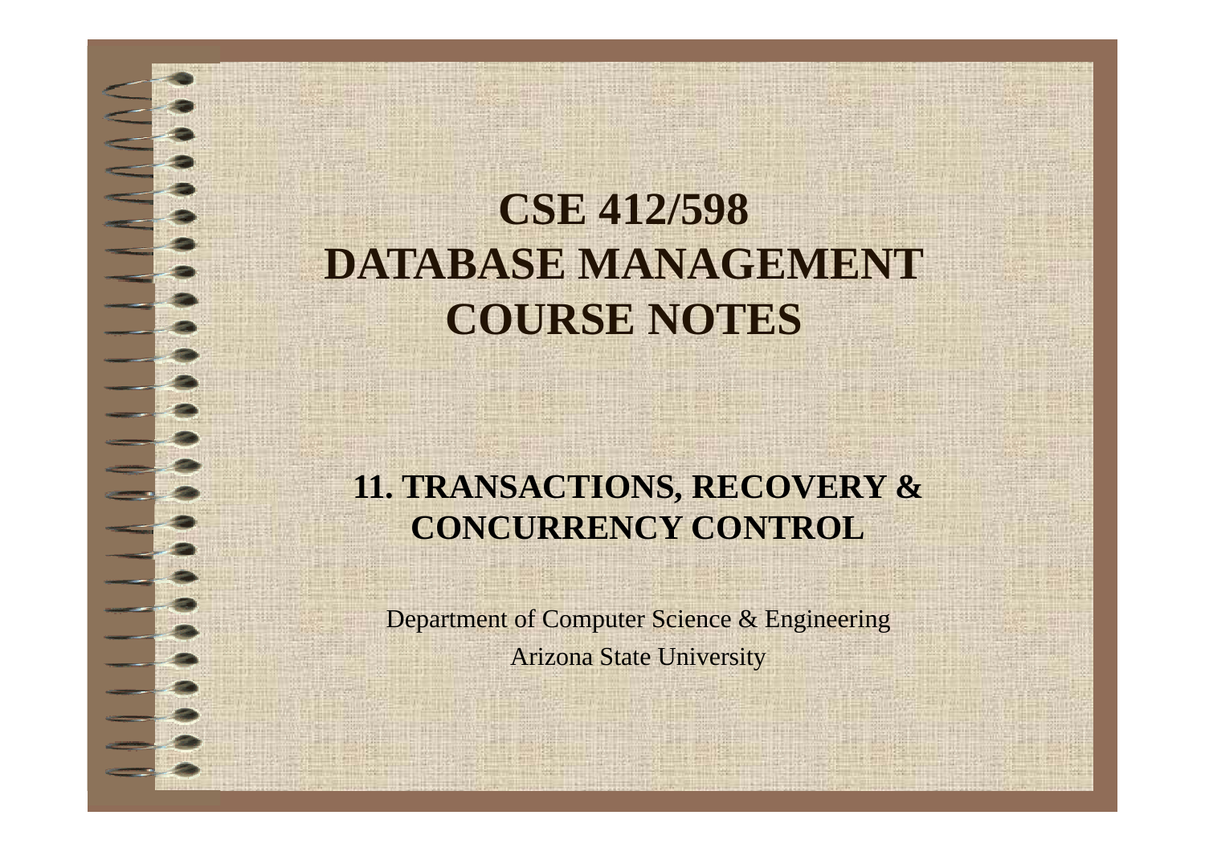# CSE 412/598 DATABASE MANAGEMENT COURSE NOTES

## 11. TRANSACTIONS, RECOVERY & CONCURRENCY CONTROL

Department of Computer Science & Engineering

Arizona State University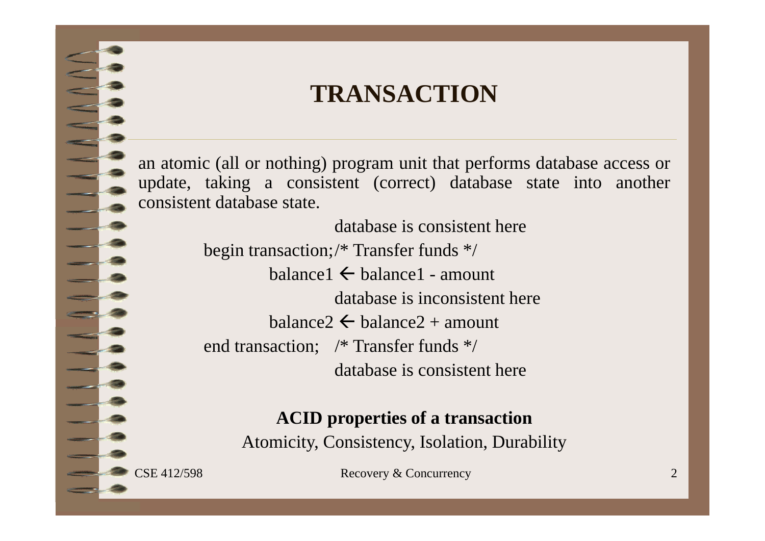# TRANSACTION

an atomic (all or nothing) program unit that performs database access or update, taking a consistent (correct) database state into another consistent database state.

```
                    database is consistent here
begin transaction;/* Transfer funds */
          balance1 ← balance1 - amount
                    database is inconsistent here
          balance2 ← balance2 + amount
end transaction;   /* Transfer funds */
                    database is consistent here
```

**ACID properties of a transaction**

Atomicity, Consistency, Isolation, Durability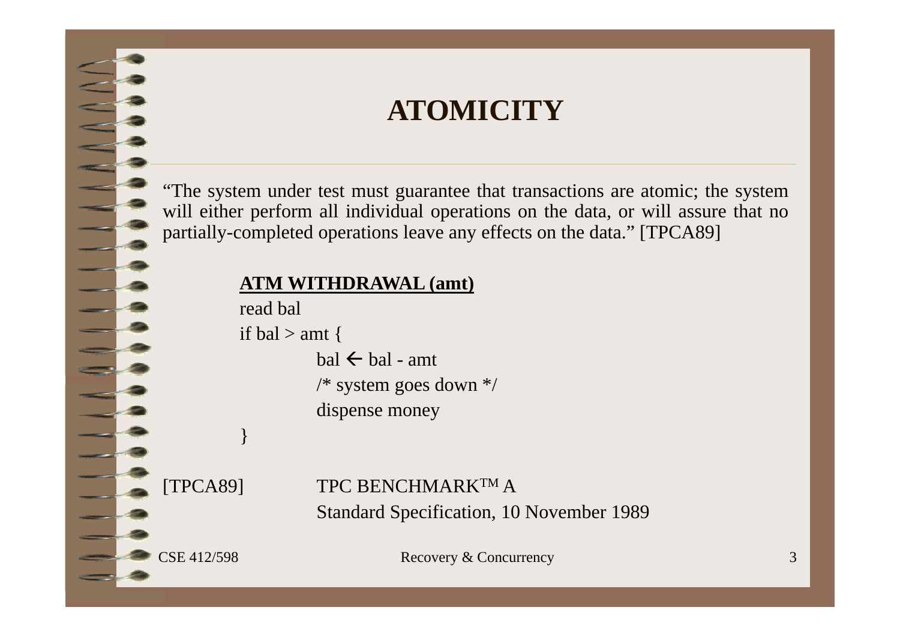# ATOMICITY

"The system under test must guarantee that transactions are atomic; the system will either perform all individual operations on the data, or will assure that no partially-completed operations leave any effects on the data." [TPCA89]

**ATM WITHDRAWAL (amt)**

```
read bal
if bal > amt {
        bal ← bal - amt
        /* system goes down */
        dispense money
}
```

[TPCA89] TPC BENCHMARK™ A
Standard Specification, 10 November 1989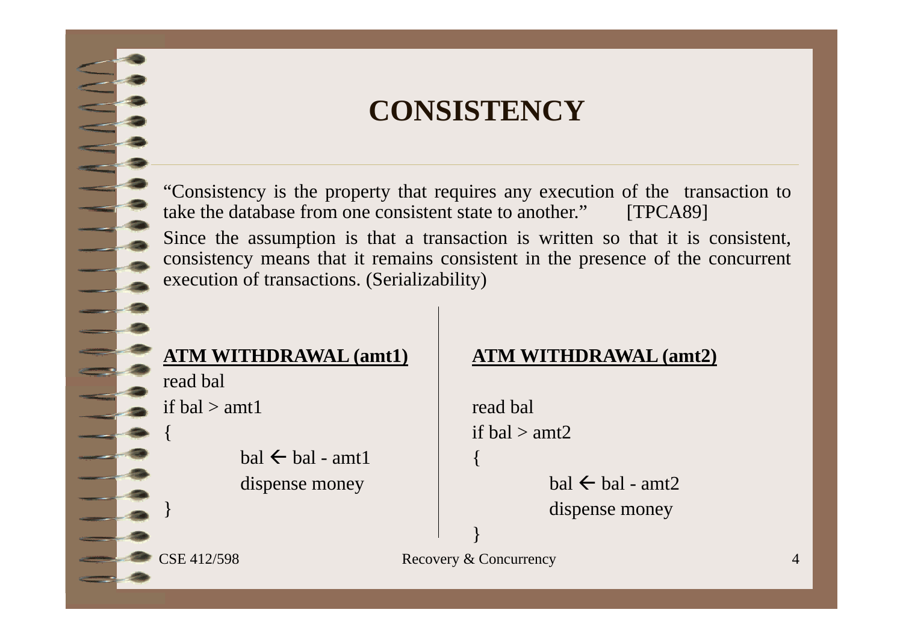# CONSISTENCY

"Consistency is the property that requires any execution of the transaction to take the database from one consistent state to another." [TPCA89]

Since the assumption is that a transaction is written so that it is consistent, consistency means that it remains consistent in the presence of the concurrent execution of transactions. (Serializability)

**ATM WITHDRAWAL (amt1)**

```
read bal
if bal > amt1
{
        bal ← bal - amt1
        dispense money
}
```

**ATM WITHDRAWAL (amt2)**

```
read bal
if bal > amt2
{
        bal ← bal - amt2
        dispense money
}
```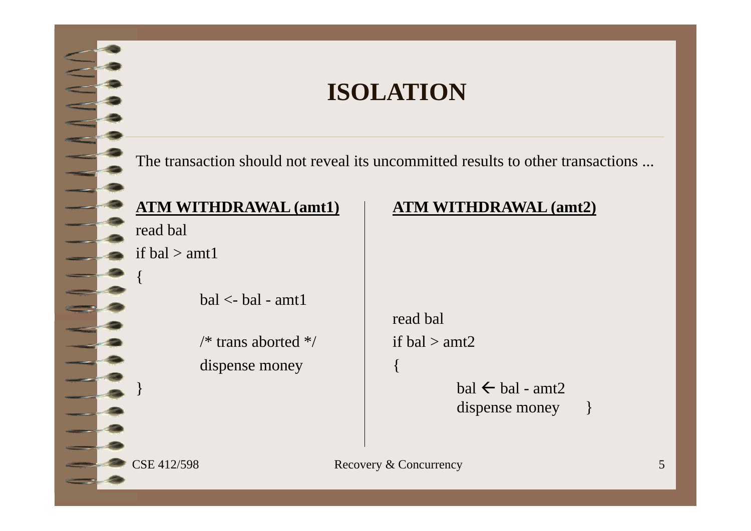# ISOLATION

The transaction should not reveal its uncommitted results to other transactions ...

**ATM WITHDRAWAL (amt1)**

```
read bal
if bal > amt1
{
        bal <- bal - amt1

        /* trans aborted */
        dispense money
}
```

**ATM WITHDRAWAL (amt2)**

```
read bal
if bal > amt2
{
        bal ← bal - amt2
        dispense money      }
```

CSE 412/598 Recovery & Concurrency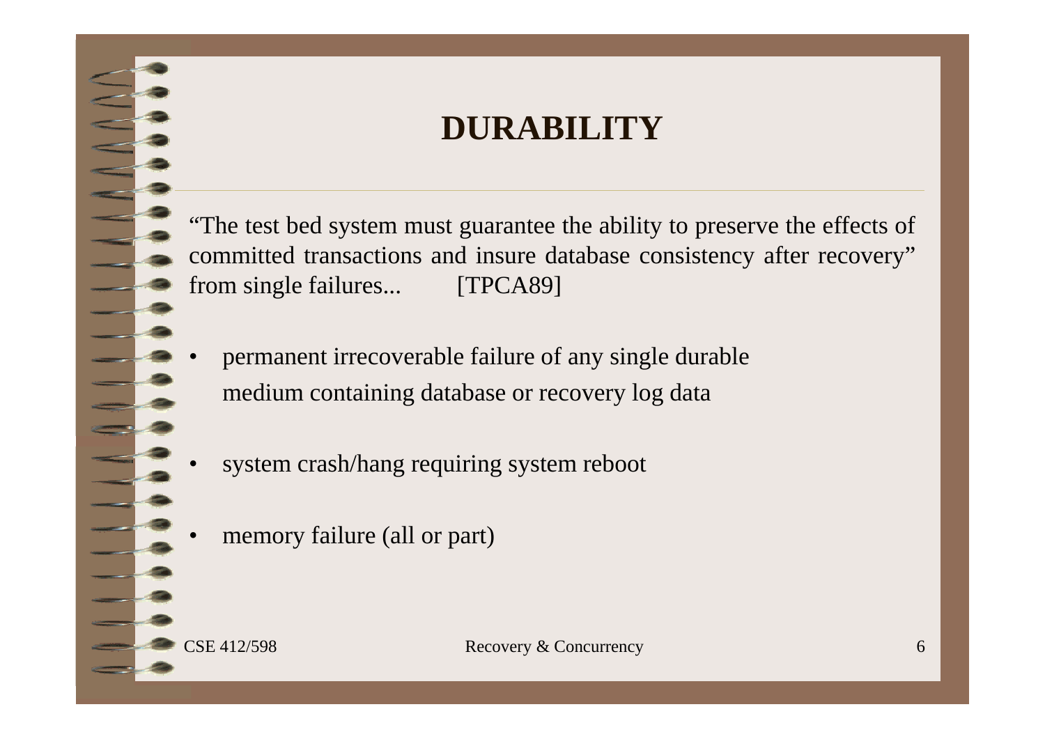# DURABILITY

"The test bed system must guarantee the ability to preserve the effects of committed transactions and insure database consistency after recovery" from single failures... [TPCA89]

- permanent irrecoverable failure of any single durable medium containing database or recovery log data
- system crash/hang requiring system reboot
- memory failure (all or part)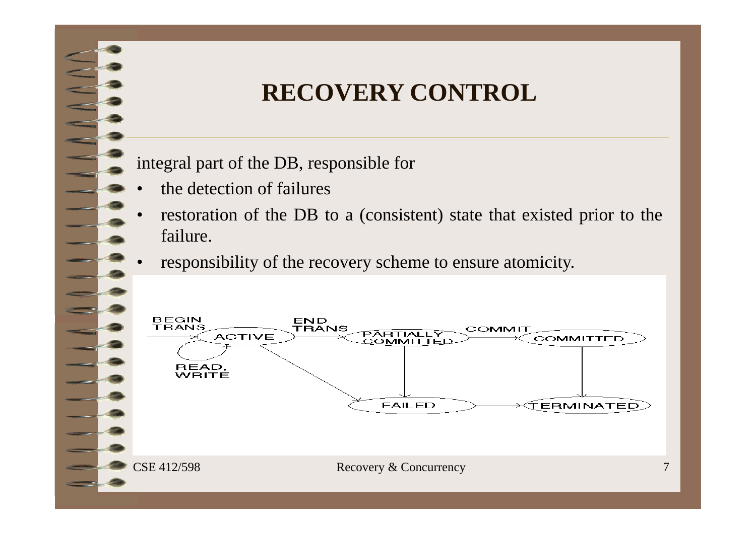# RECOVERY CONTROL

integral part of the DB, responsible for

- the detection of failures
- restoration of the DB to a (consistent) state that existed prior to the failure.
- responsibility of the recovery scheme to ensure atomicity.

BEGIN TRANS

ACTIVE

READ, WRITE

END TRANS

PARTIALLY COMMITTED

COMMIT

COMMITTED

FAILED

TERMINATED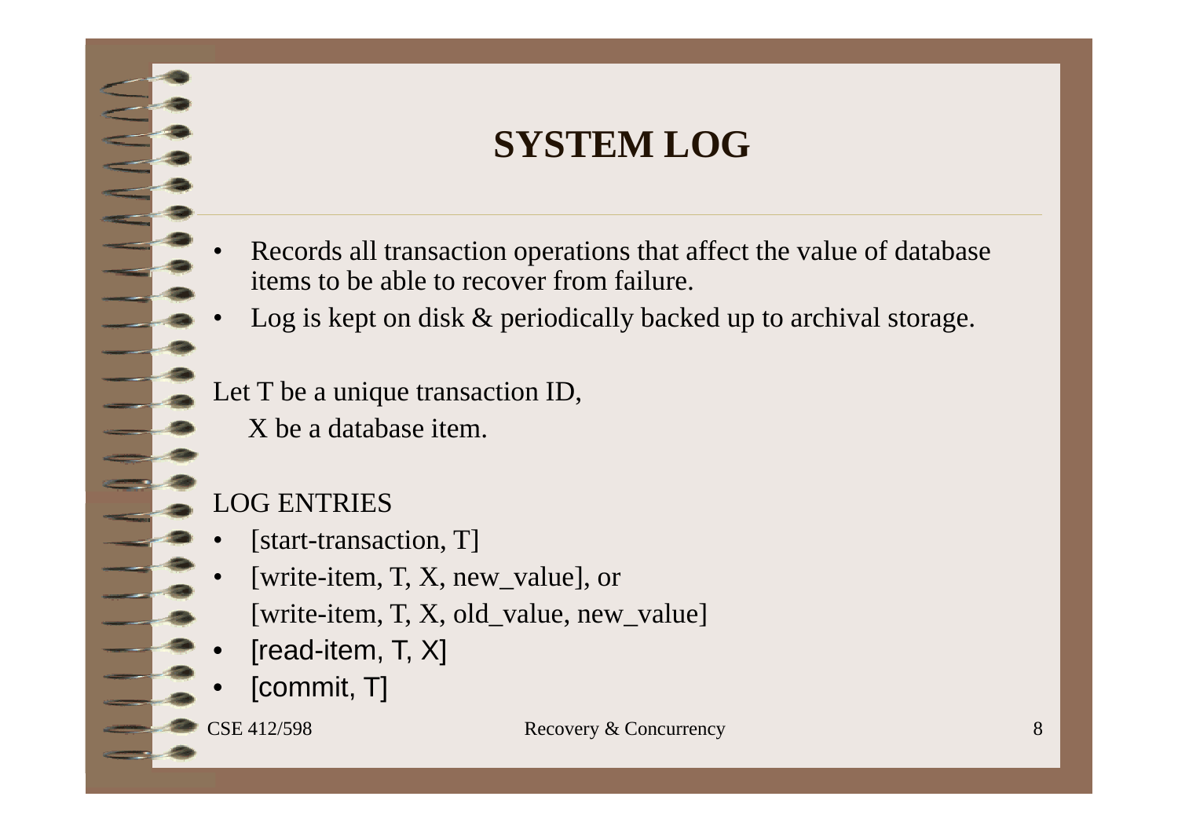# SYSTEM LOG

- Records all transaction operations that affect the value of database items to be able to recover from failure.
- Log is kept on disk & periodically backed up to archival storage.

Let T be a unique transaction ID,
X be a database item.

LOG ENTRIES

- [start-transaction, T]
- [write-item, T, X, new_value], or
  [write-item, T, X, old_value, new_value]
- [read-item, T, X]
- [commit, T]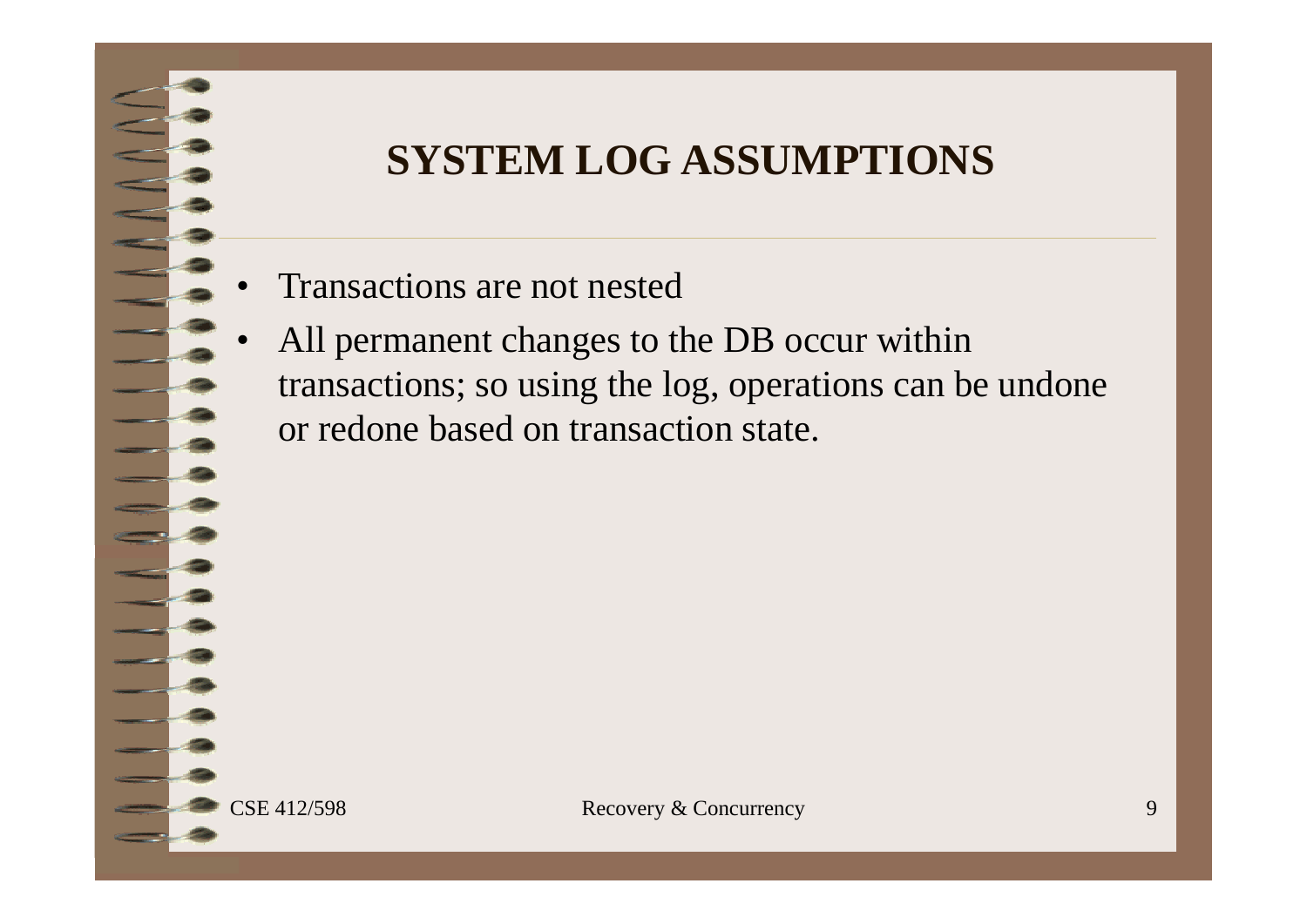# SYSTEM LOG ASSUMPTIONS

- Transactions are not nested
- All permanent changes to the DB occur within transactions; so using the log, operations can be undone or redone based on transaction state.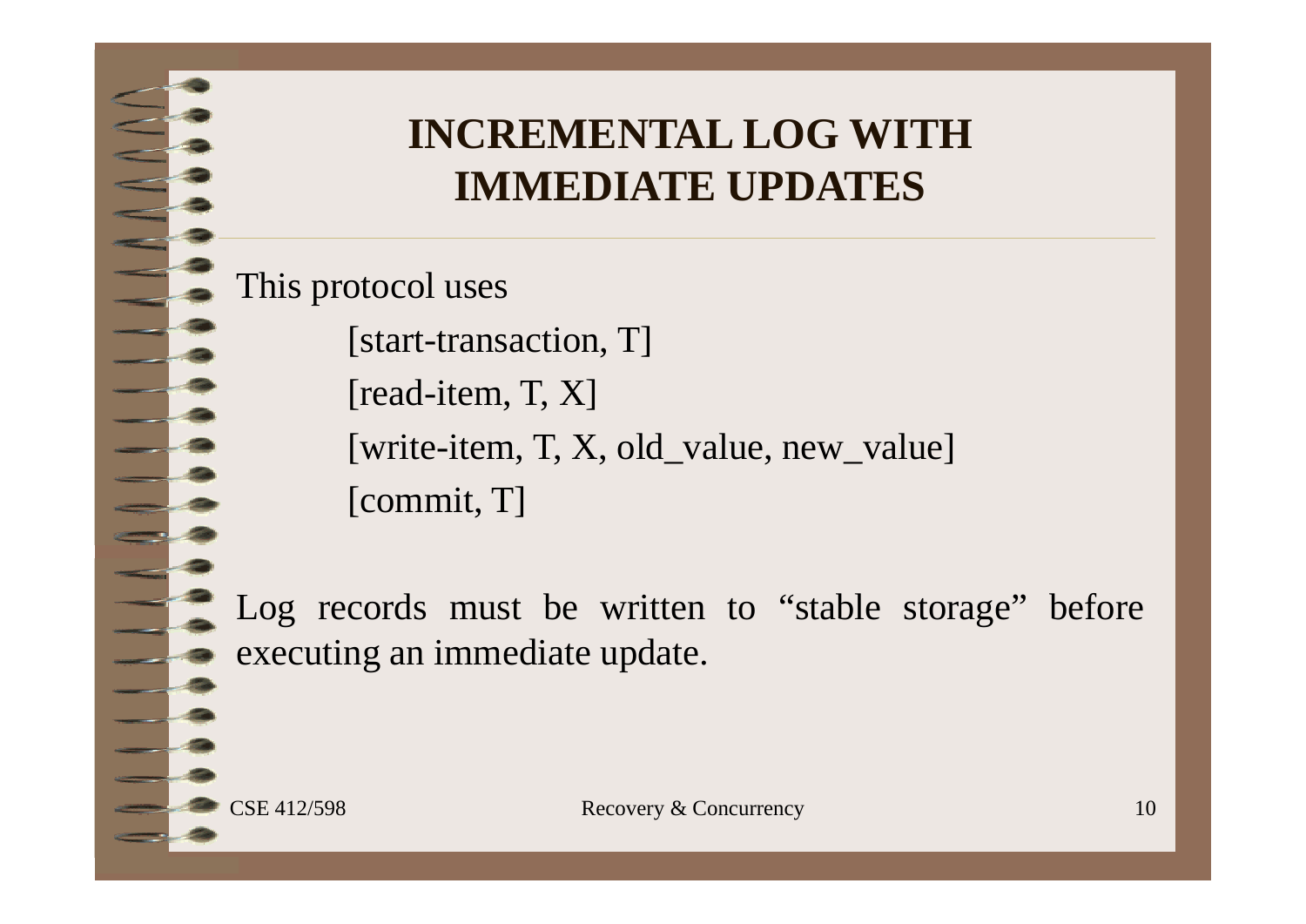# INCREMENTAL LOG WITH IMMEDIATE UPDATES

This protocol uses

    [start-transaction, T]
    [read-item, T, X]
    [write-item, T, X, old_value, new_value]
    [commit, T]

Log records must be written to "stable storage" before executing an immediate update.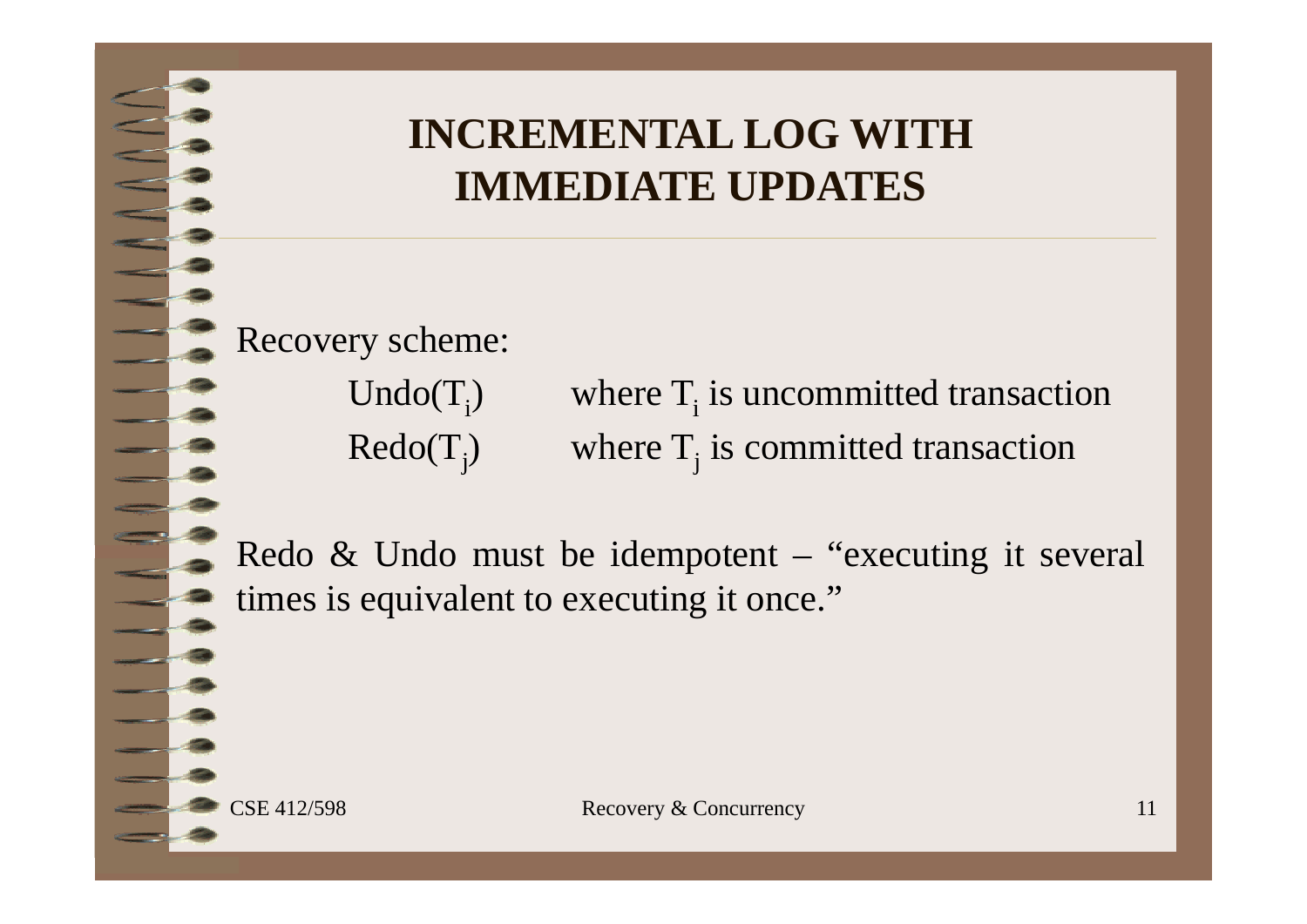# INCREMENTAL LOG WITH IMMEDIATE UPDATES

Recovery scheme:

Undo($T_i$) where $T_i$ is uncommitted transaction

Redo($T_j$) where $T_j$ is committed transaction

Redo & Undo must be idempotent – "executing it several times is equivalent to executing it once."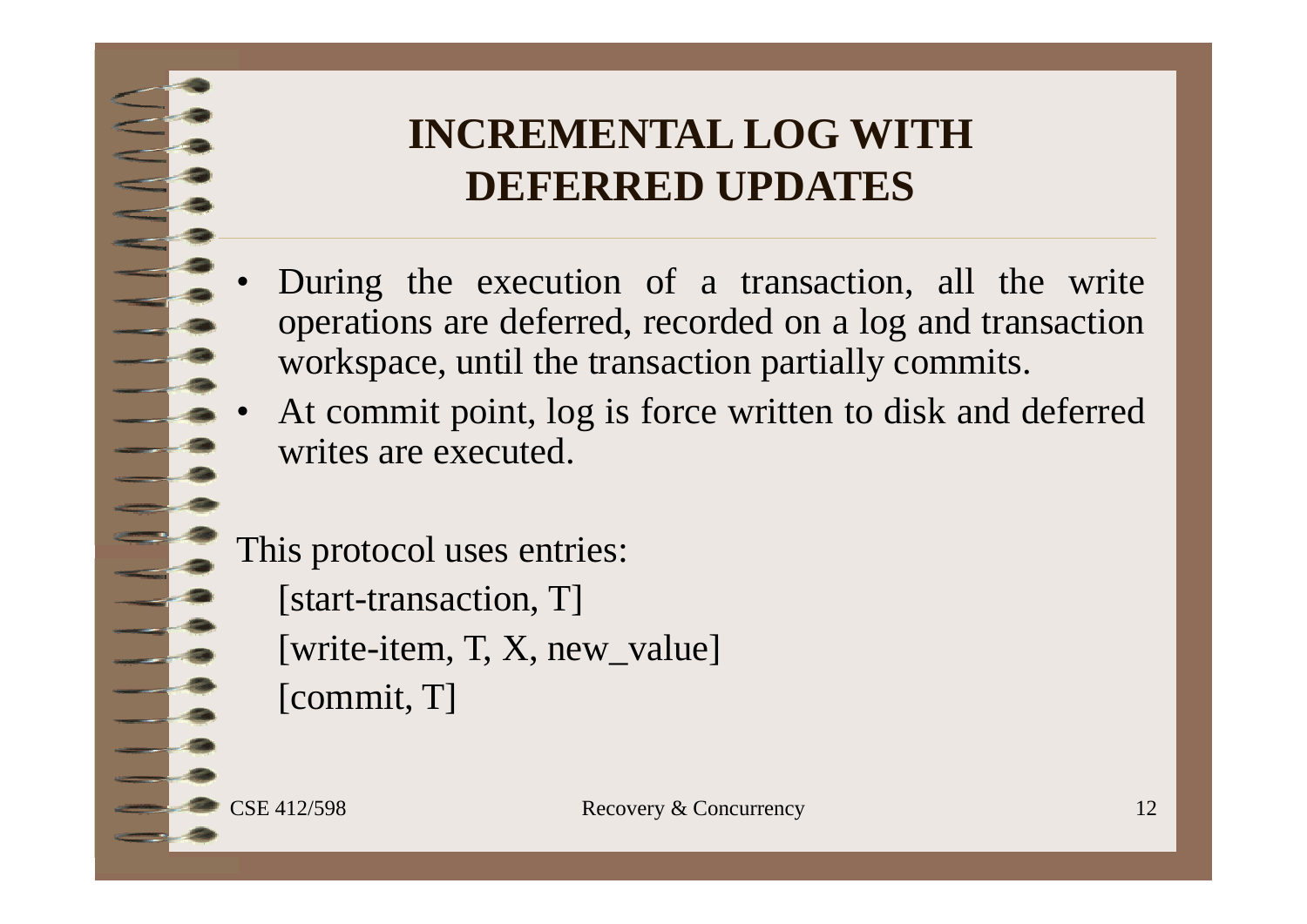# INCREMENTAL LOG WITH DEFERRED UPDATES

- During the execution of a transaction, all the write operations are deferred, recorded on a log and transaction workspace, until the transaction partially commits.
- At commit point, log is force written to disk and deferred writes are executed.

This protocol uses entries:

[start-transaction, T]

[write-item, T, X, new_value]

[commit, T]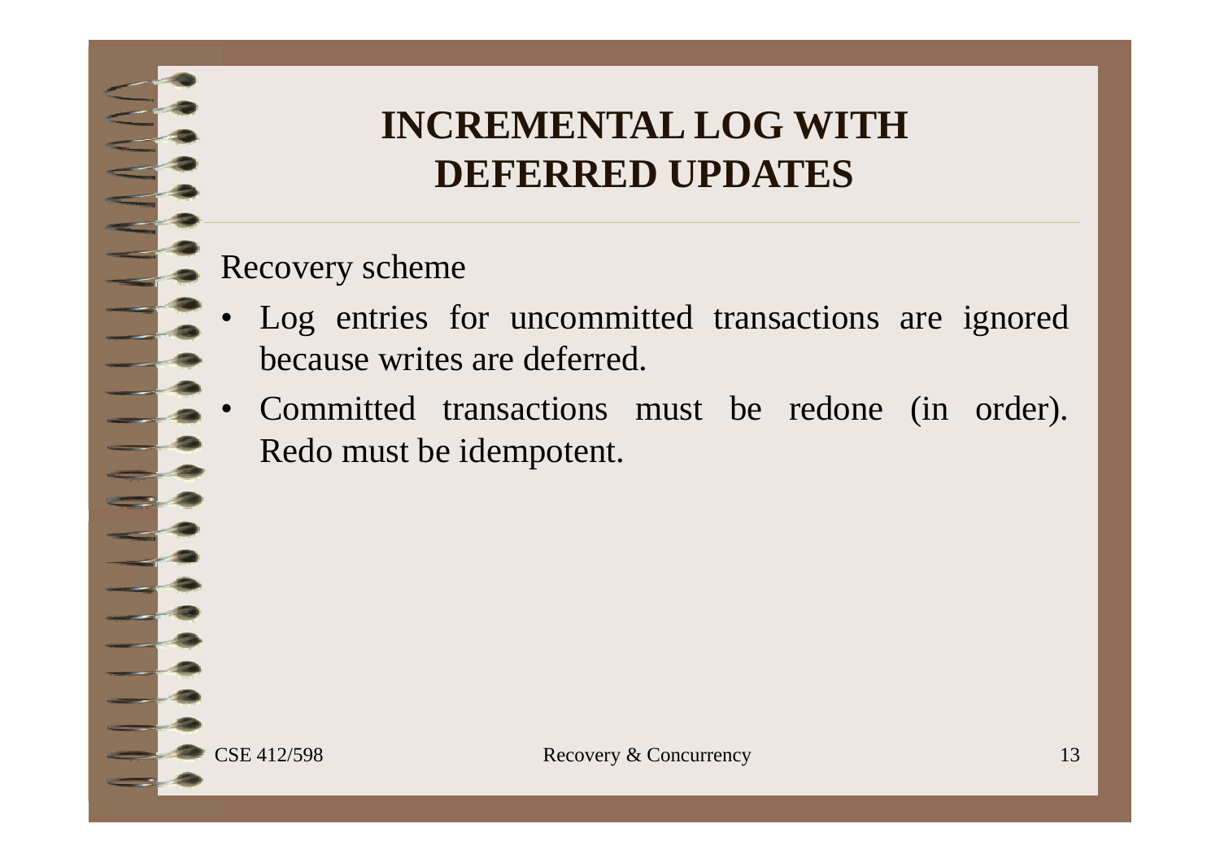# INCREMENTAL LOG WITH DEFERRED UPDATES

Recovery scheme

- Log entries for uncommitted transactions are ignored because writes are deferred.
- Committed transactions must be redone (in order). Redo must be idempotent.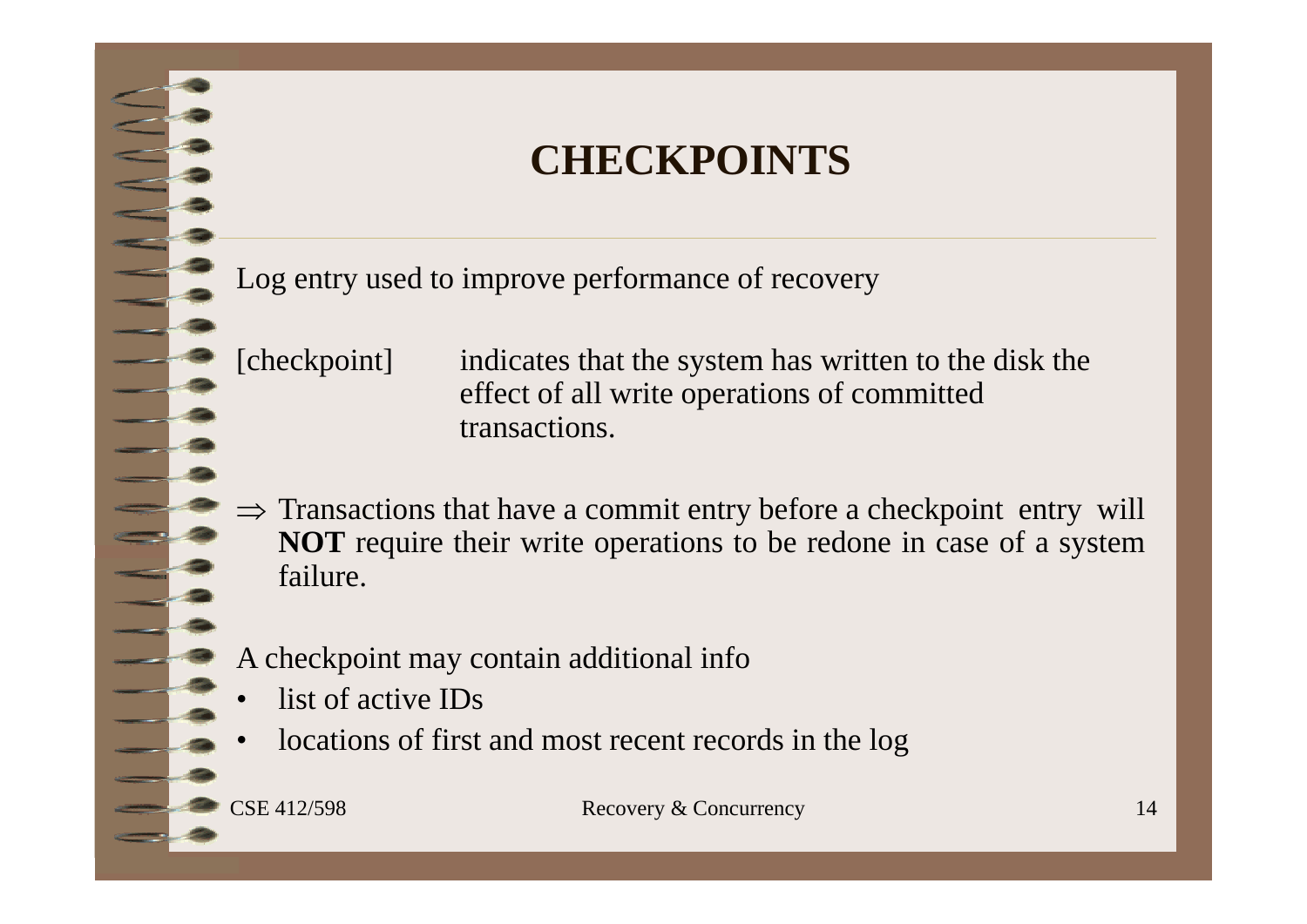# CHECKPOINTS

Log entry used to improve performance of recovery

[checkpoint] indicates that the system has written to the disk the effect of all write operations of committed transactions.

$\Rightarrow$ Transactions that have a commit entry before a checkpoint entry will **NOT** require their write operations to be redone in case of a system failure.

A checkpoint may contain additional info

- list of active IDs
- locations of first and most recent records in the log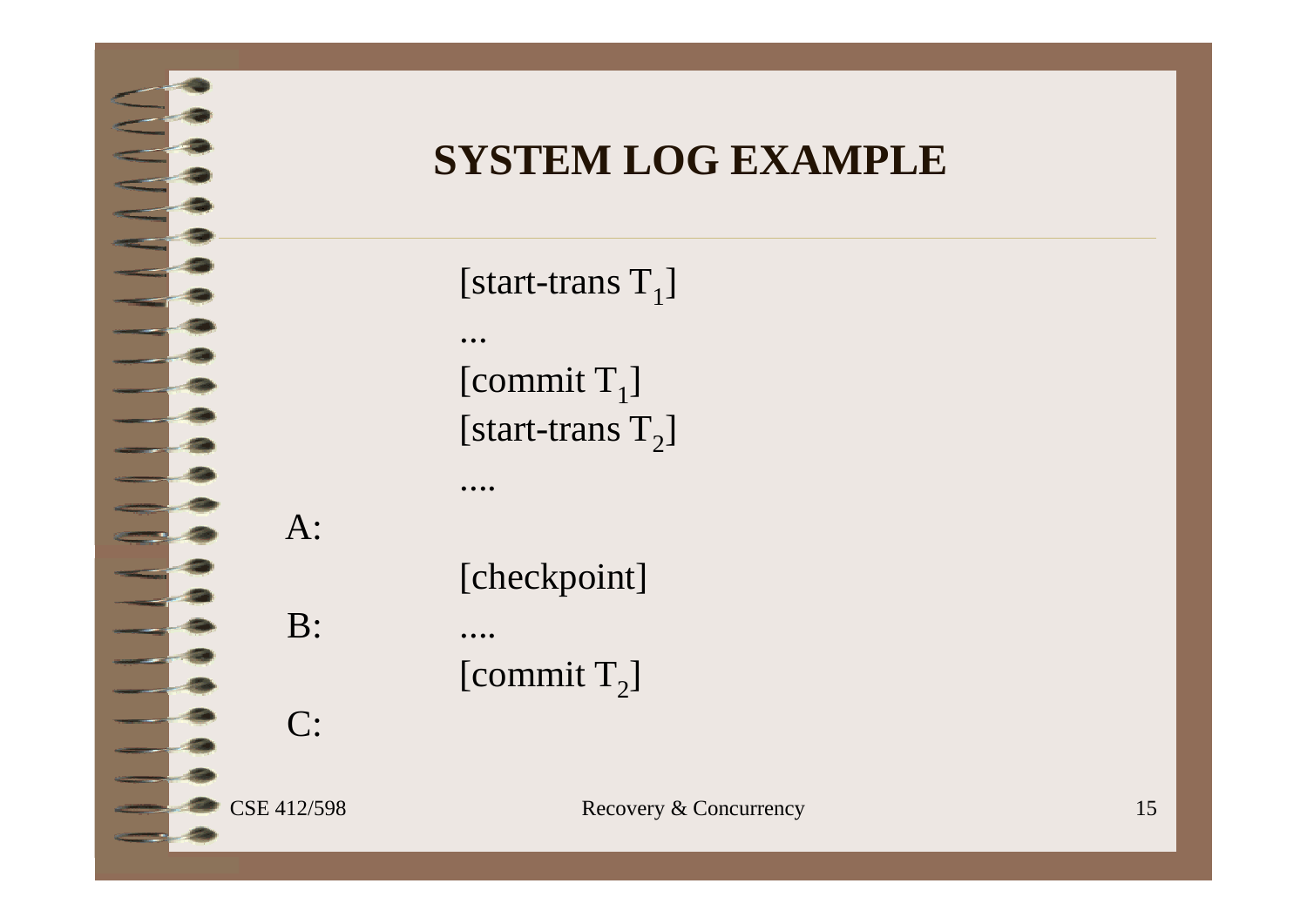# SYSTEM LOG EXAMPLE

[start-trans $T_1$]

...

[commit $T_1$]

[start-trans $T_2$]

....

A:

[checkpoint]

B: ....

[commit $T_2$]

C: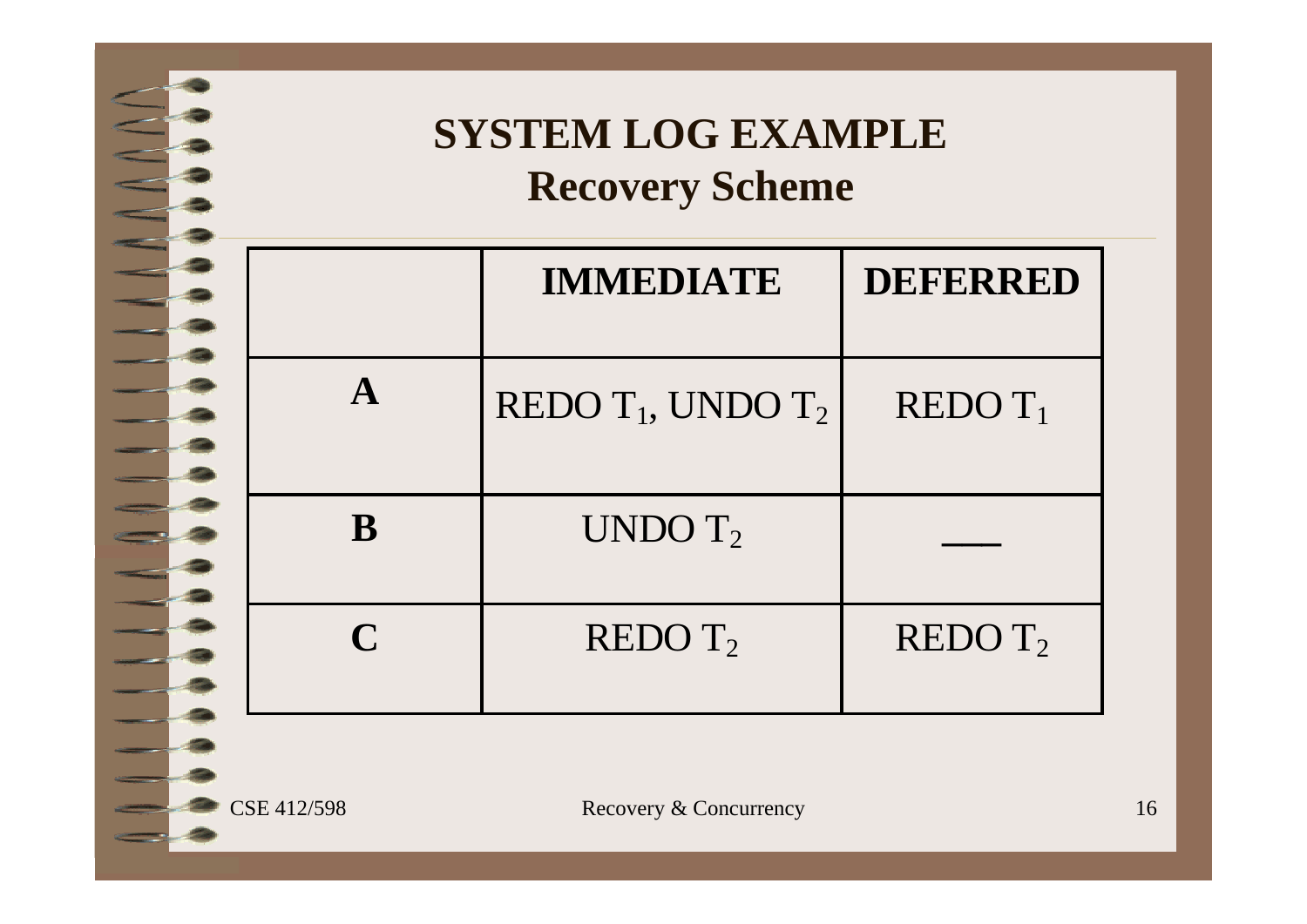# SYSTEM LOG EXAMPLE

## Recovery Scheme

| | IMMEDIATE | DEFERRED |
|---|---|---|
| **A** | REDO $T_1$, UNDO $T_2$ | REDO $T_1$ |
| **B** | UNDO $T_2$ | ___ |
| **C** | REDO $T_2$ | REDO $T_2$ |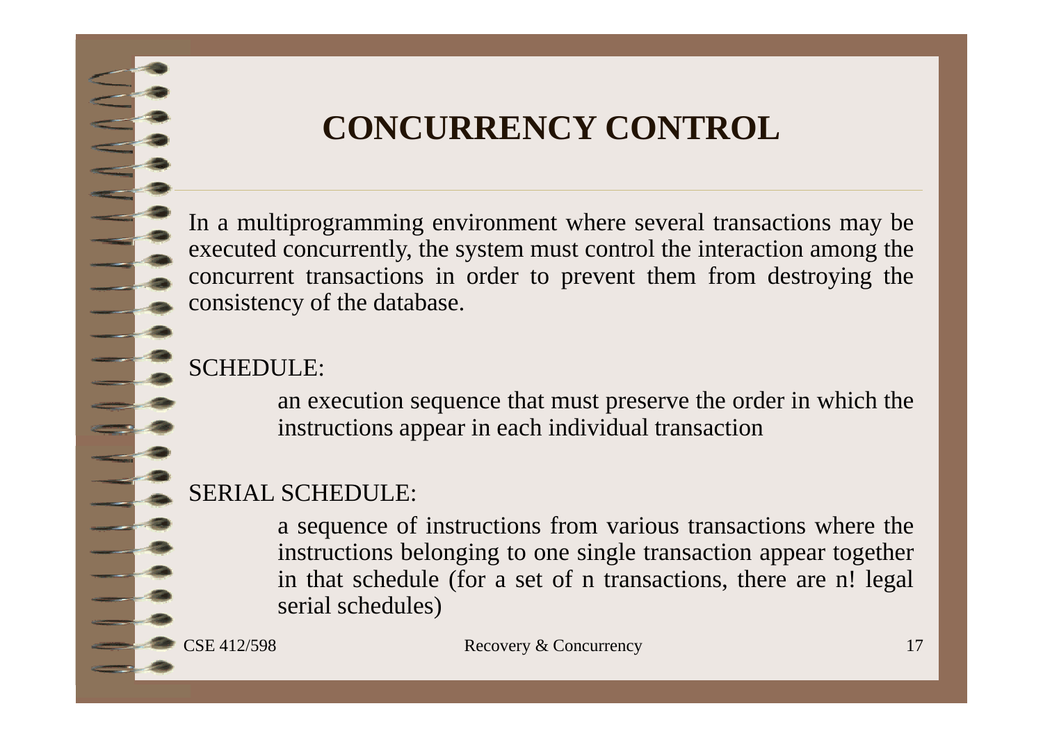# CONCURRENCY CONTROL

In a multiprogramming environment where several transactions may be executed concurrently, the system must control the interaction among the concurrent transactions in order to prevent them from destroying the consistency of the database.

SCHEDULE:

> an execution sequence that must preserve the order in which the instructions appear in each individual transaction

SERIAL SCHEDULE:

> a sequence of instructions from various transactions where the instructions belonging to one single transaction appear together in that schedule (for a set of n transactions, there are n! legal serial schedules)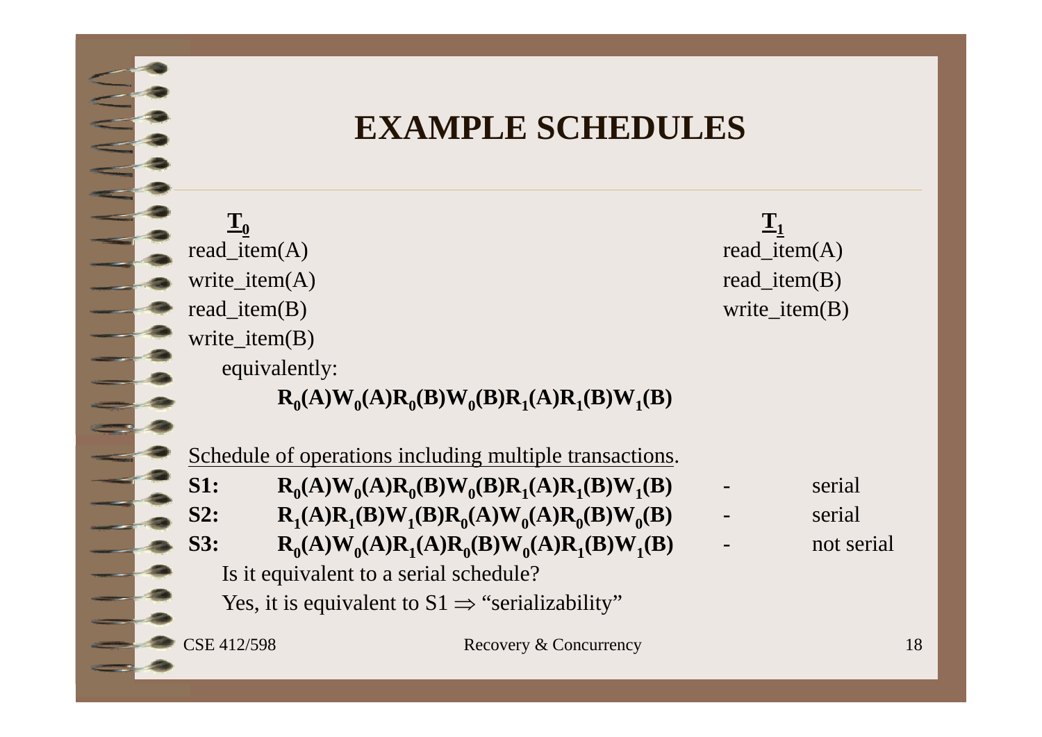# EXAMPLE SCHEDULES

| $\underline{T_0}$ | $\underline{T_1}$ |
|---|---|
| read_item(A) | read_item(A) |
| write_item(A) | read_item(B) |
| read_item(B) | write_item(B) |
| write_item(B) | |

equivalently:

$$\mathbf{R_0(A)W_0(A)R_0(B)W_0(B)R_1(A)R_1(B)W_1(B)}$$

<u>Schedule of operations including multiple transactions</u>.

**S1:** $\mathbf{R_0(A)W_0(A)R_0(B)W_0(B)R_1(A)R_1(B)W_1(B)}$ - serial

**S2:** $\mathbf{R_1(A)R_1(B)W_1(B)R_0(A)W_0(A)R_0(B)W_0(B)}$ - serial

**S3:** $\mathbf{R_0(A)W_0(A)R_1(A)R_0(B)W_0(A)R_1(B)W_1(B)}$ - not serial

Is it equivalent to a serial schedule?

Yes, it is equivalent to S1 $\Rightarrow$ "serializability"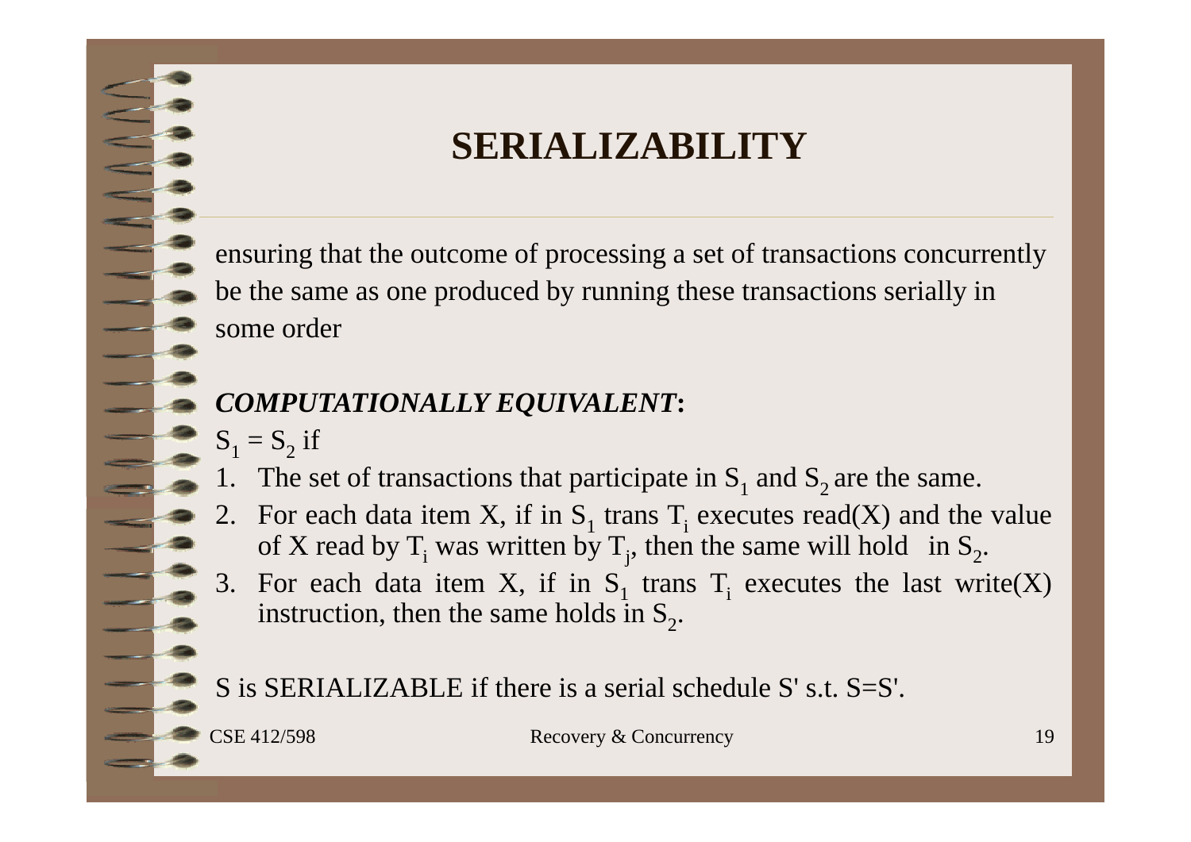# SERIALIZABILITY

ensuring that the outcome of processing a set of transactions concurrently be the same as one produced by running these transactions serially in some order

***COMPUTATIONALLY EQUIVALENT*:**

$S_1 = S_2$ if

1. The set of transactions that participate in $S_1$ and $S_2$ are the same.
2. For each data item X, if in $S_1$ trans $T_i$ executes read(X) and the value of X read by $T_i$ was written by $T_j$, then the same will hold in $S_2$.
3. For each data item X, if in $S_1$ trans $T_i$ executes the last write(X) instruction, then the same holds in $S_2$.

S is SERIALIZABLE if there is a serial schedule S' s.t. S=S'.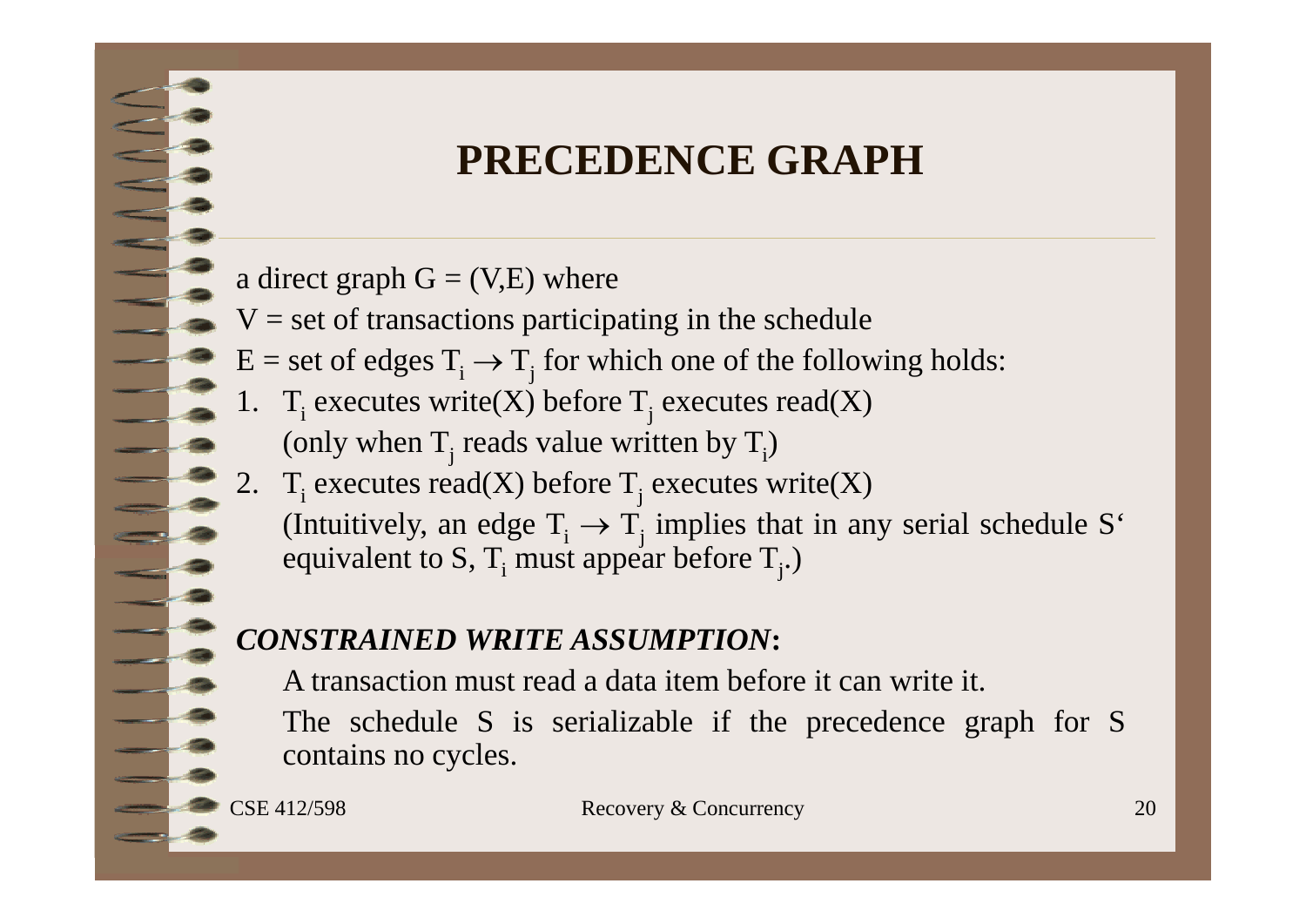# PRECEDENCE GRAPH

a direct graph $G = (V,E)$ where

$V$ = set of transactions participating in the schedule

$E$ = set of edges $T_i \rightarrow T_j$ for which one of the following holds:

1. $T_i$ executes write(X) before $T_j$ executes read(X)
   (only when $T_j$ reads value written by $T_i$)
2. $T_i$ executes read(X) before $T_j$ executes write(X)
   (Intuitively, an edge $T_i \rightarrow T_j$ implies that in any serial schedule S' equivalent to S, $T_i$ must appear before $T_j$.)

***CONSTRAINED WRITE ASSUMPTION*:**

A transaction must read a data item before it can write it.

The schedule S is serializable if the precedence graph for S contains no cycles.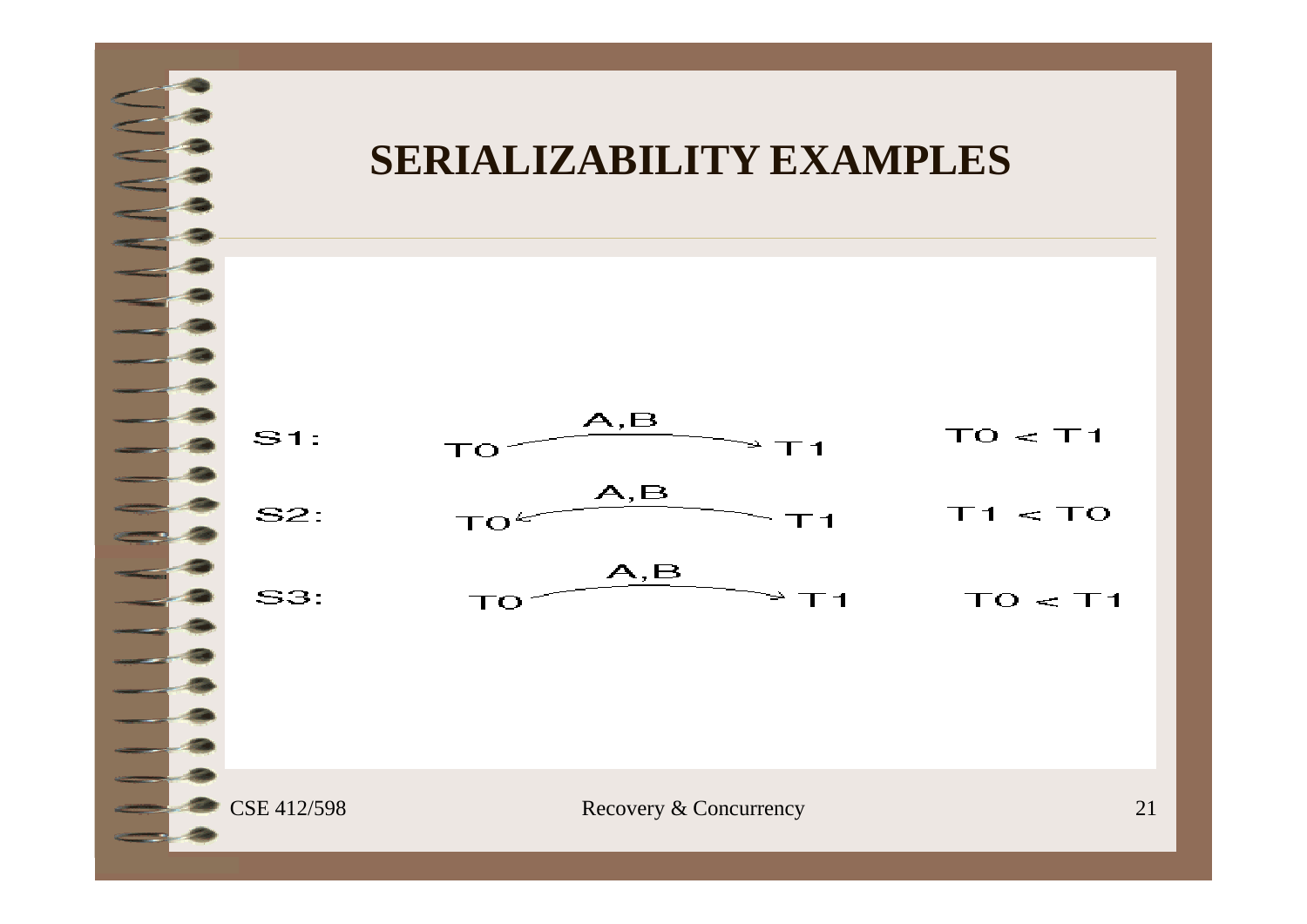# SERIALIZABILITY EXAMPLES

| | | |
|---|---|---|
| S1: | T0 —A,B→ T1 | T0 < T1 |
| S2: | T0 ←A,B— T1 | T1 < T0 |
| S3: | T0 —A,B→ T1 | T0 < T1 |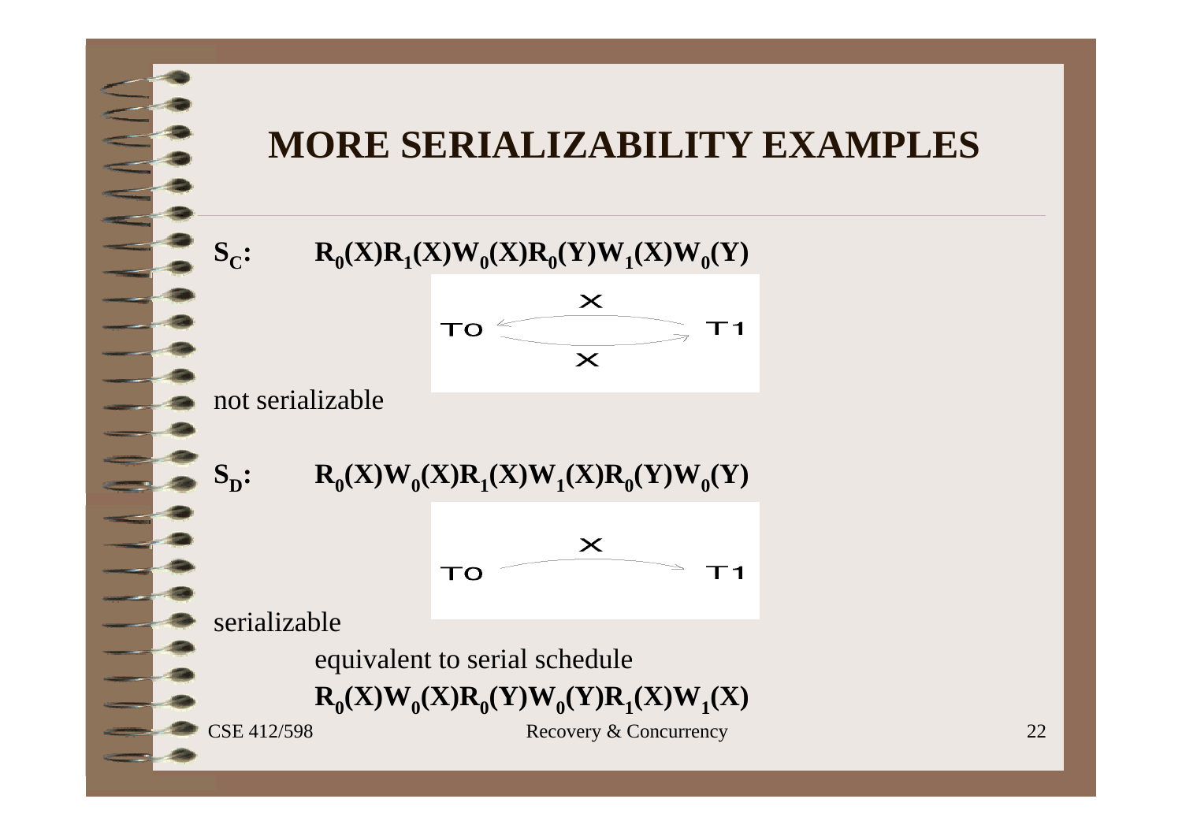# MORE SERIALIZABILITY EXAMPLES

$S_C$: $R_0(X)R_1(X)W_0(X)R_0(Y)W_1(X)W_0(Y)$

not serializable

$S_D$: $R_0(X)W_0(X)R_1(X)W_1(X)R_0(Y)W_0(Y)$

serializable

equivalent to serial schedule

$R_0(X)W_0(X)R_0(Y)W_0(Y)R_1(X)W_1(X)$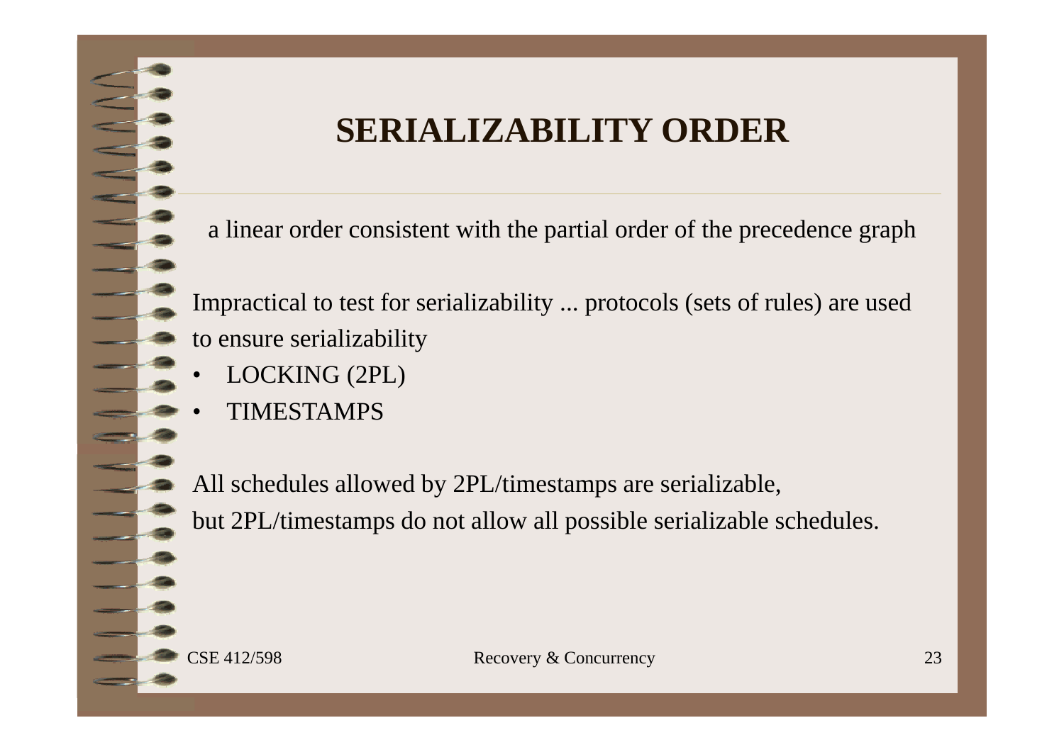# SERIALIZABILITY ORDER

a linear order consistent with the partial order of the precedence graph

Impractical to test for serializability ... protocols (sets of rules) are used to ensure serializability

- LOCKING (2PL)
- TIMESTAMPS

All schedules allowed by 2PL/timestamps are serializable,
but 2PL/timestamps do not allow all possible serializable schedules.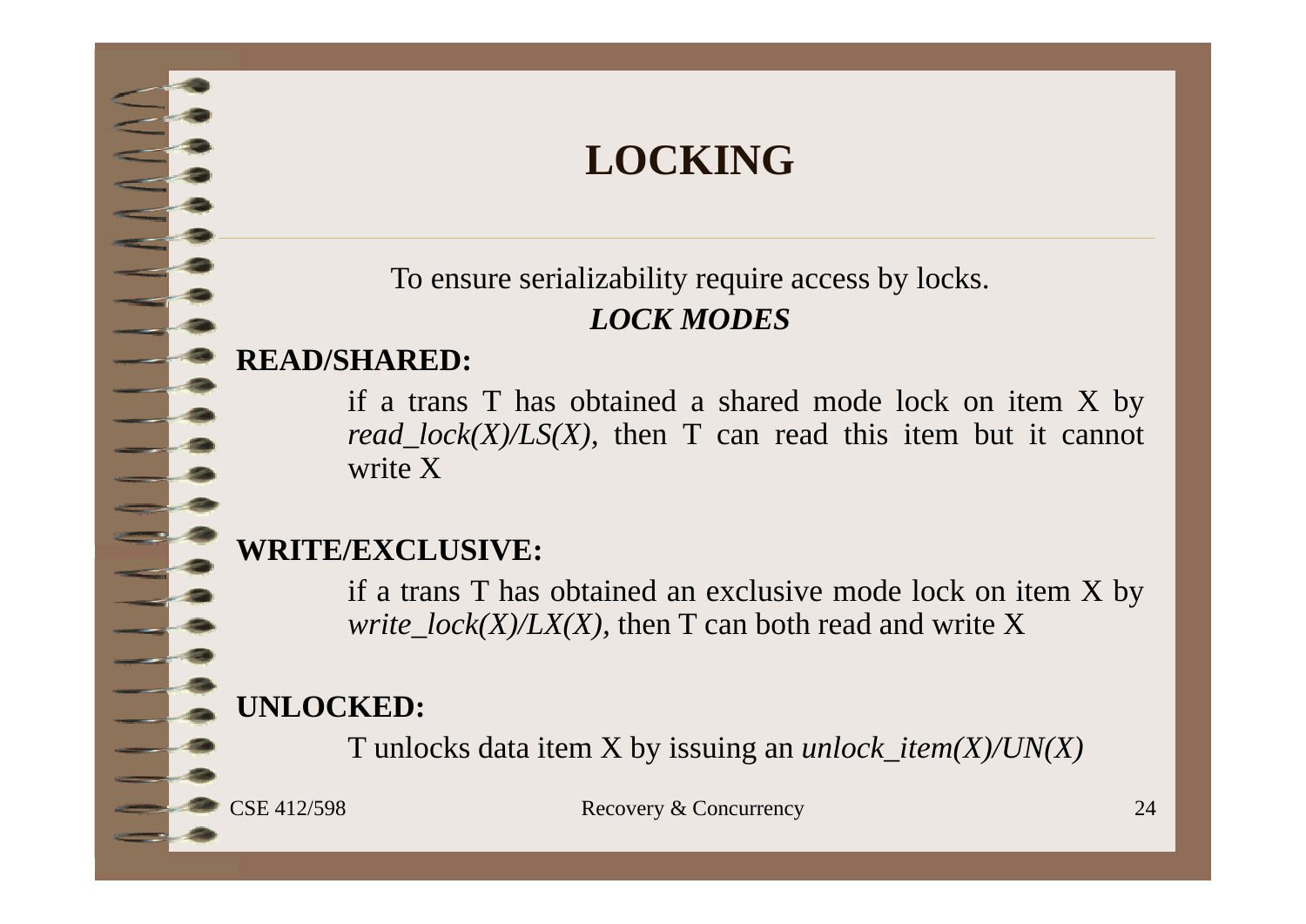# LOCKING

To ensure serializability require access by locks.

***LOCK MODES***

**READ/SHARED:**

if a trans T has obtained a shared mode lock on item X by *read_lock(X)/LS(X)*, then T can read this item but it cannot write X

**WRITE/EXCLUSIVE:**

if a trans T has obtained an exclusive mode lock on item X by *write_lock(X)/LX(X)*, then T can both read and write X

**UNLOCKED:**

T unlocks data item X by issuing an *unlock_item(X)/UN(X)*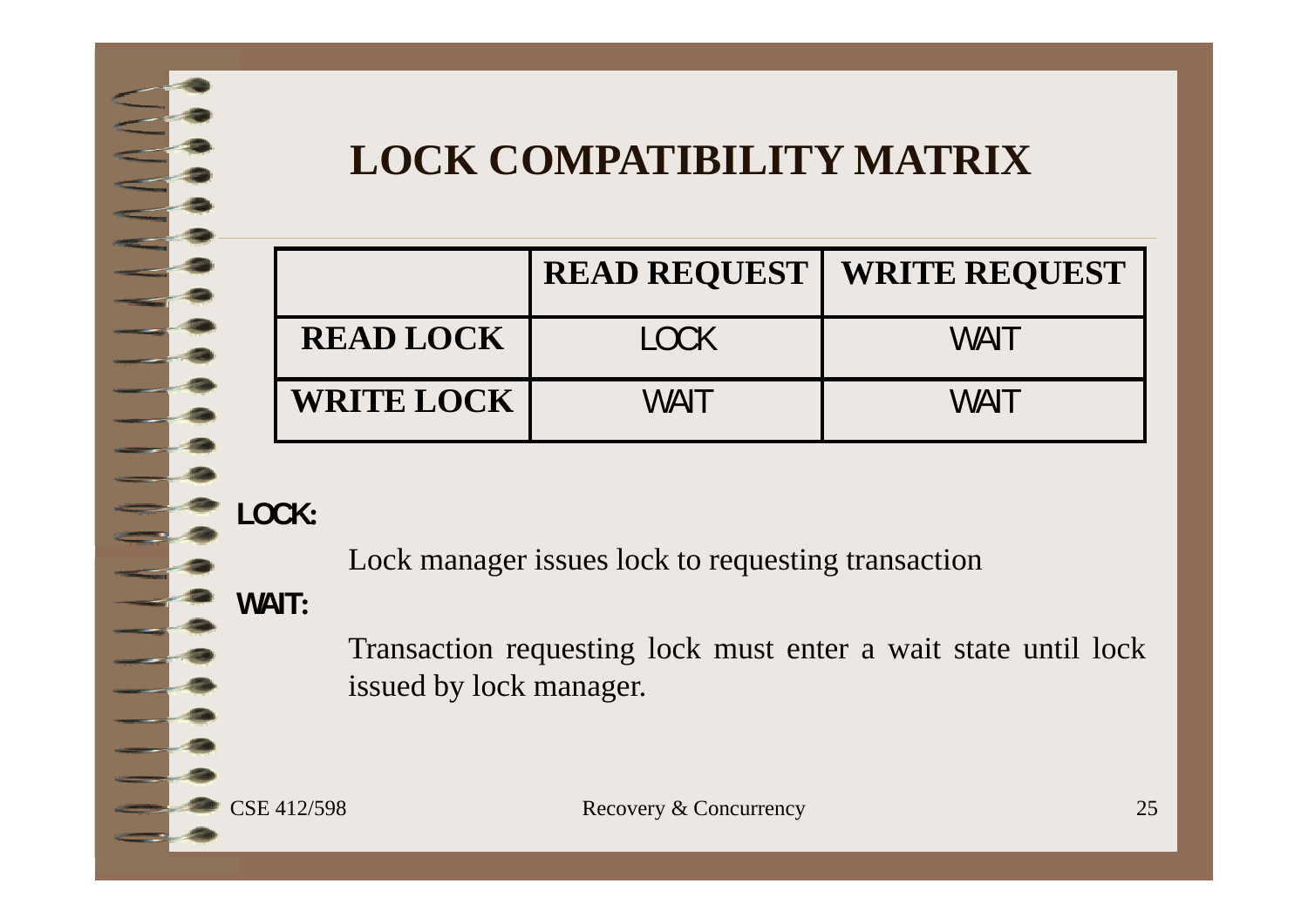# LOCK COMPATIBILITY MATRIX

| | READ REQUEST | WRITE REQUEST |
|---|---|---|
| **READ LOCK** | LOCK | WAIT |
| **WRITE LOCK** | WAIT | WAIT |

**LOCK:**

Lock manager issues lock to requesting transaction

**WAIT:**

Transaction requesting lock must enter a wait state until lock issued by lock manager.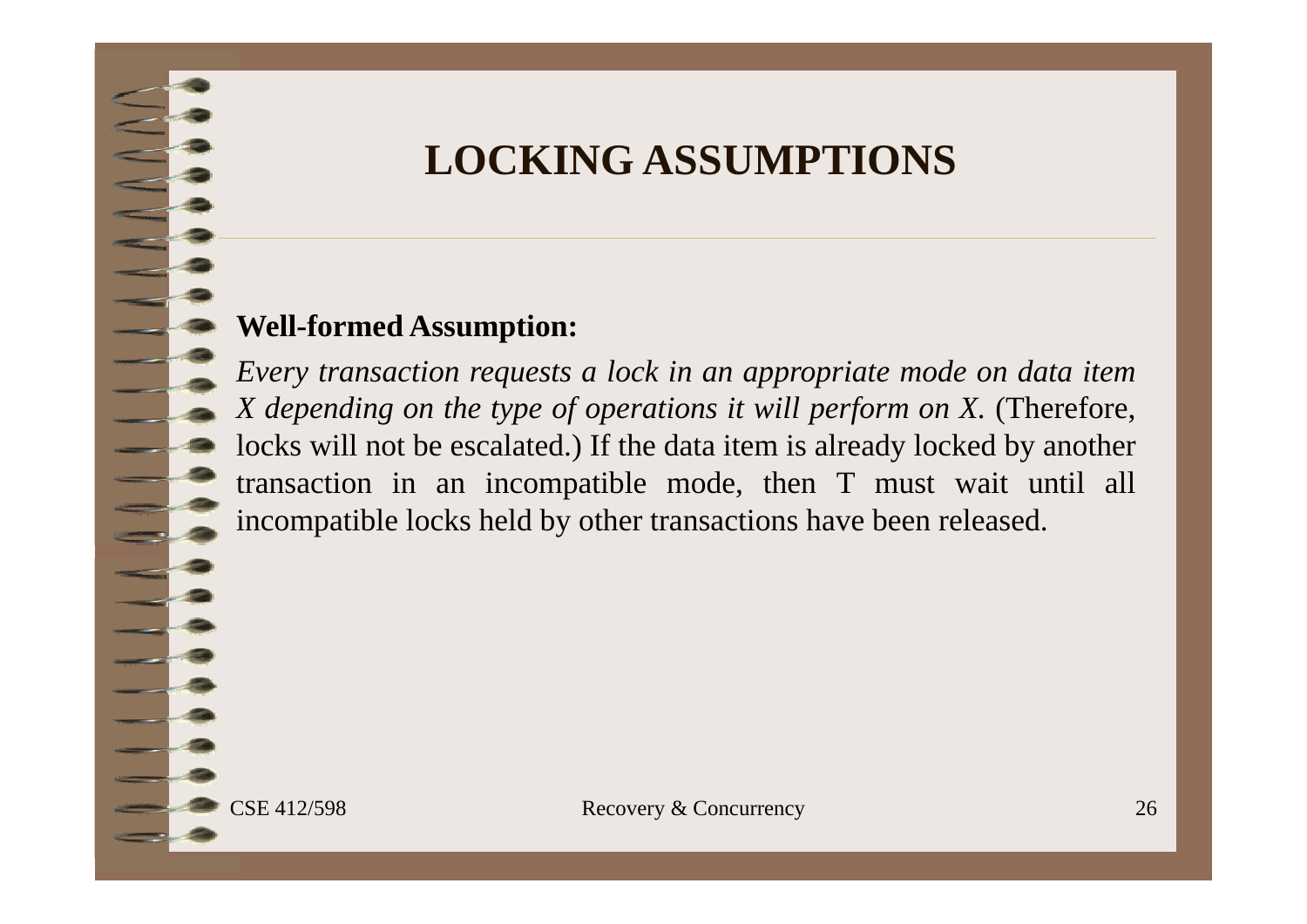# LOCKING ASSUMPTIONS

**Well-formed Assumption:**

*Every transaction requests a lock in an appropriate mode on data item X depending on the type of operations it will perform on X.* (Therefore, locks will not be escalated.) If the data item is already locked by another transaction in an incompatible mode, then T must wait until all incompatible locks held by other transactions have been released.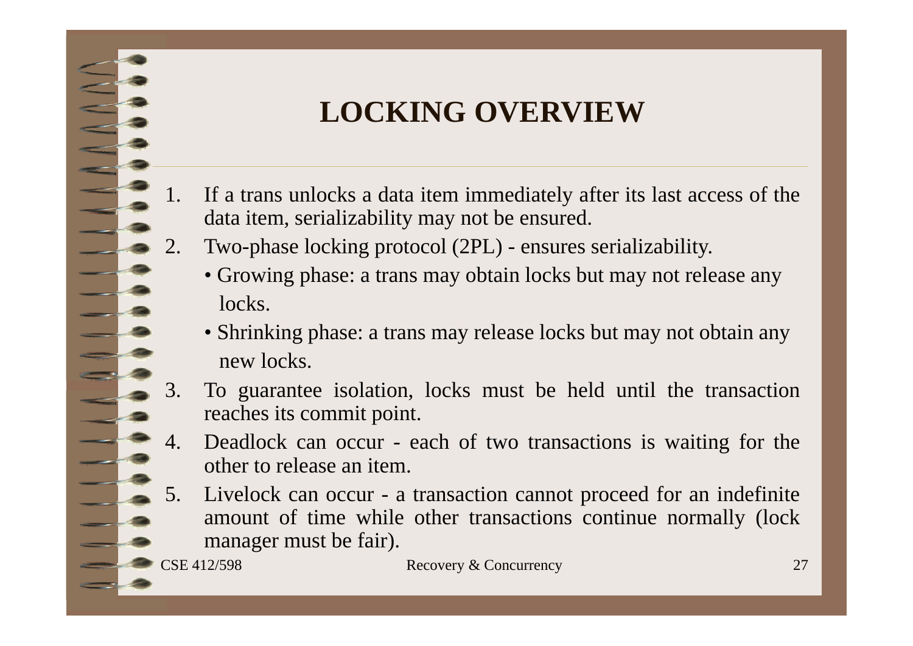# LOCKING OVERVIEW

1. If a trans unlocks a data item immediately after its last access of the data item, serializability may not be ensured.
2. Two-phase locking protocol (2PL) - ensures serializability.
   - Growing phase: a trans may obtain locks but may not release any locks.
   - Shrinking phase: a trans may release locks but may not obtain any new locks.
3. To guarantee isolation, locks must be held until the transaction reaches its commit point.
4. Deadlock can occur - each of two transactions is waiting for the other to release an item.
5. Livelock can occur - a transaction cannot proceed for an indefinite amount of time while other transactions continue normally (lock manager must be fair).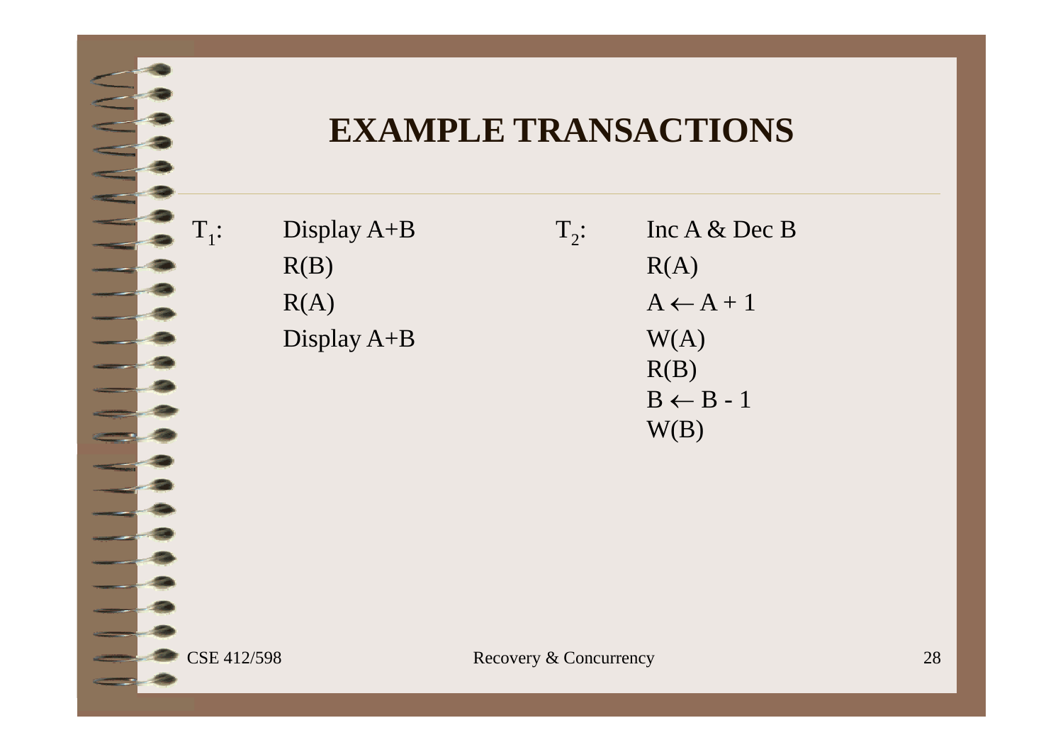# EXAMPLE TRANSACTIONS

$T_1$: Display A+B

- R(B)
- R(A)
- Display A+B

$T_2$: Inc A & Dec B

- R(A)
- $A \leftarrow A + 1$
- W(A)
- R(B)
- $B \leftarrow B - 1$
- W(B)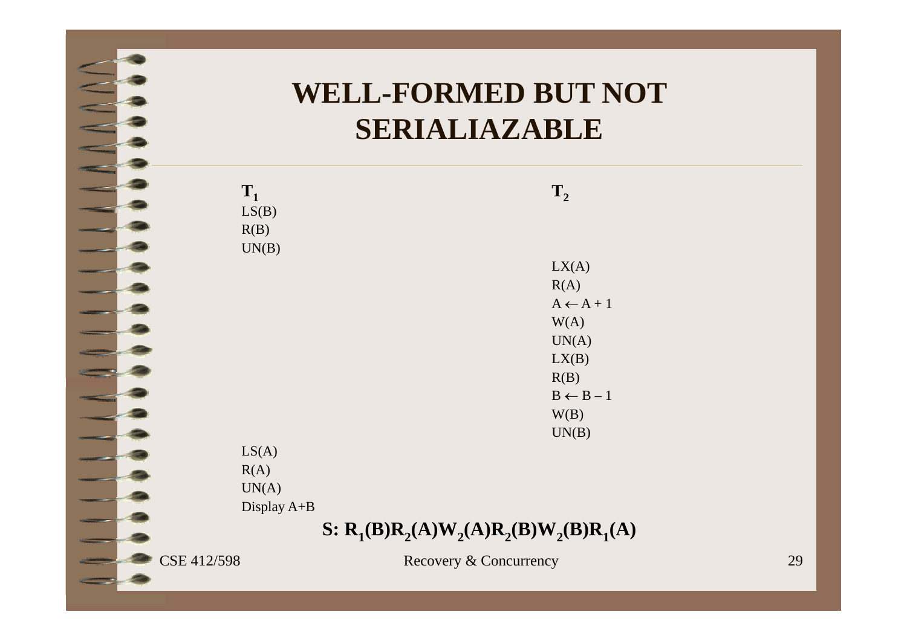# WELL-FORMED BUT NOT SERIALIAZABLE

| $T_1$ | $T_2$ |
|---|---|
| LS(B) | |
| R(B) | |
| UN(B) | |
| | LX(A) |
| | R(A) |
| | $A \leftarrow A + 1$ |
| | W(A) |
| | UN(A) |
| | LX(B) |
| | R(B) |
| | $B \leftarrow B - 1$ |
| | W(B) |
| | UN(B) |
| LS(A) | |
| R(A) | |
| UN(A) | |
| Display A+B | |

**S:** $R_1(B)R_2(A)W_2(A)R_2(B)W_2(B)R_1(A)$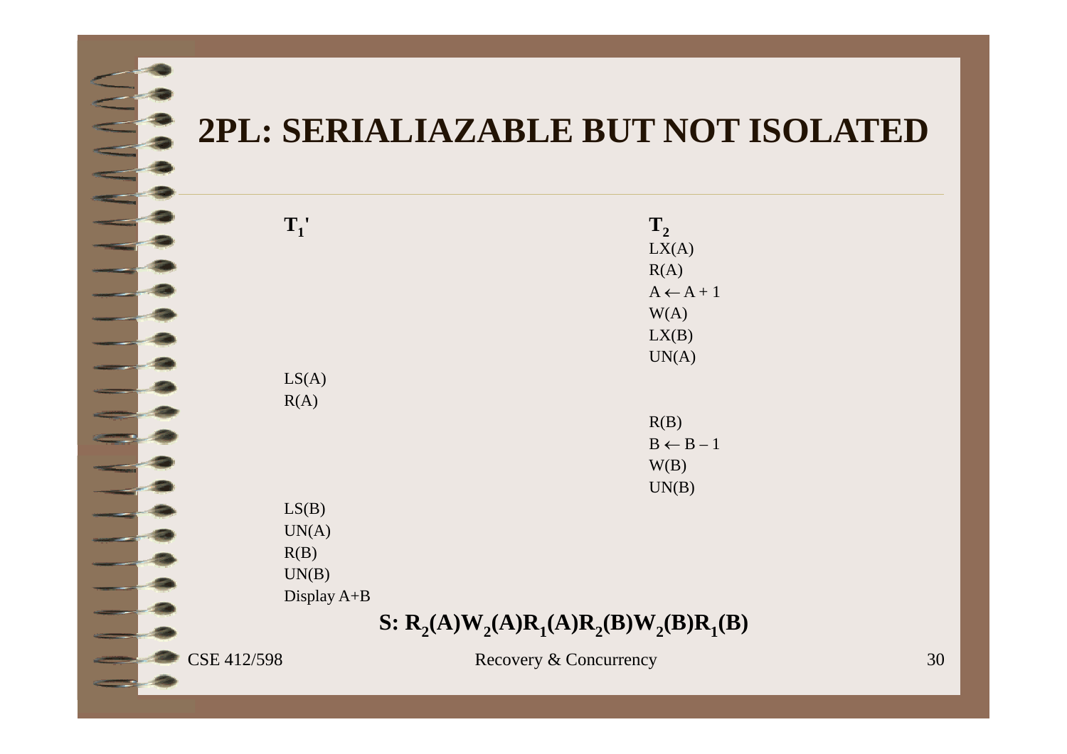# 2PL: SERIALIAZABLE BUT NOT ISOLATED

| $T_1'$ | $T_2$ |
|---|---|
| | LX(A) |
| | R(A) |
| | $A \leftarrow A + 1$ |
| | W(A) |
| | LX(B) |
| | UN(A) |
| LS(A) | |
| R(A) | |
| | R(B) |
| | $B \leftarrow B - 1$ |
| | W(B) |
| | UN(B) |
| LS(B) | |
| UN(A) | |
| R(B) | |
| UN(B) | |
| Display A+B | |

**S: $R_2(A)W_2(A)R_1(A)R_2(B)W_2(B)R_1(B)$**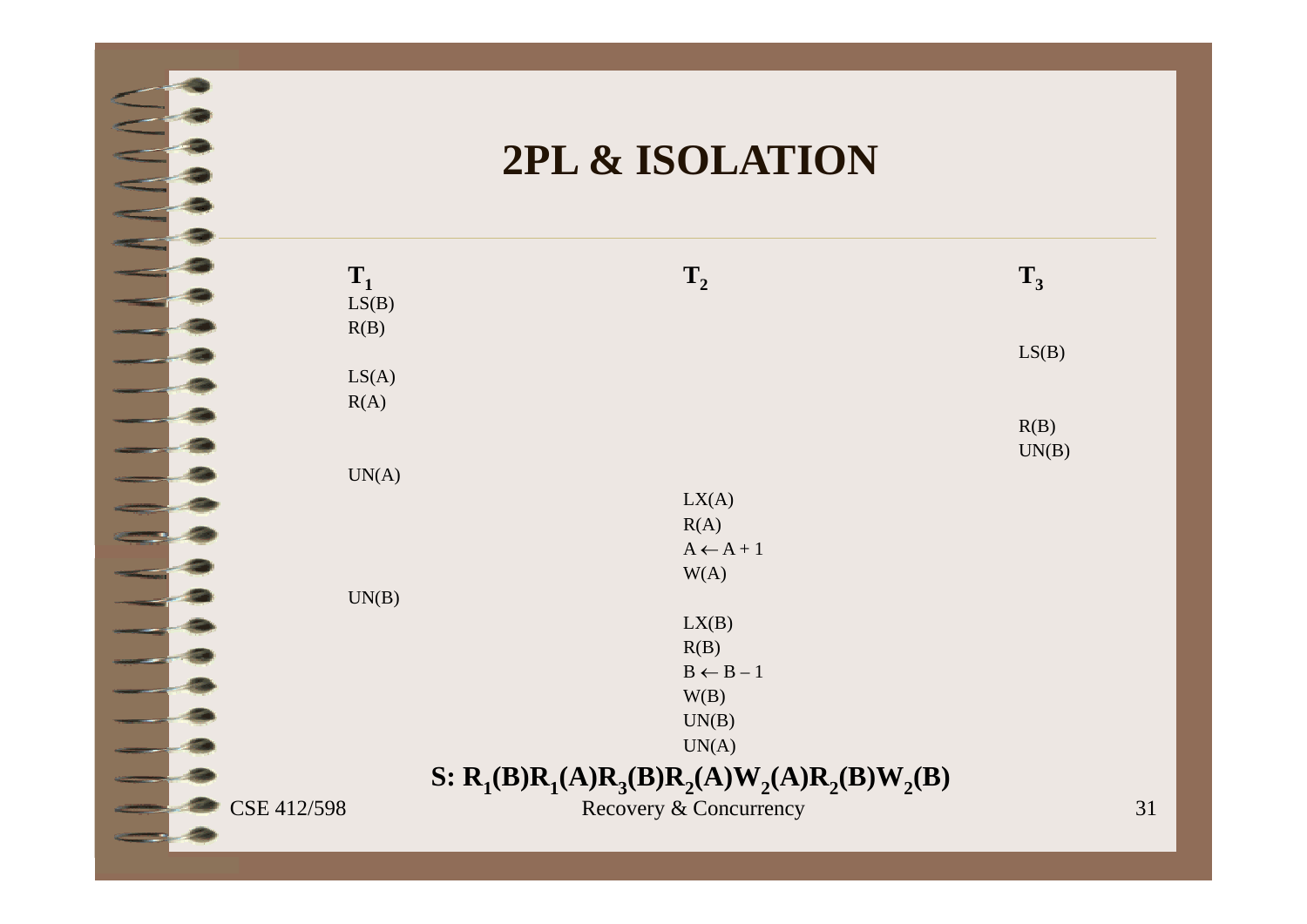# 2PL & ISOLATION

| $T_1$ | $T_2$ | $T_3$ |
| --- | --- | --- |
| LS(B) | | |
| R(B) | | |
| | | LS(B) |
| LS(A) | | |
| R(A) | | |
| | | R(B) |
| | | UN(B) |
| UN(A) | | |
| | LX(A) | |
| | R(A) | |
| | $A \leftarrow A + 1$ | |
| | W(A) | |
| UN(B) | | |
| | LX(B) | |
| | R(B) | |
| | $B \leftarrow B - 1$ | |
| | W(B) | |
| | UN(B) | |
| | UN(A) | |

**S: $R_1(B)R_1(A)R_3(B)R_2(A)W_2(A)R_2(B)W_2(B)$**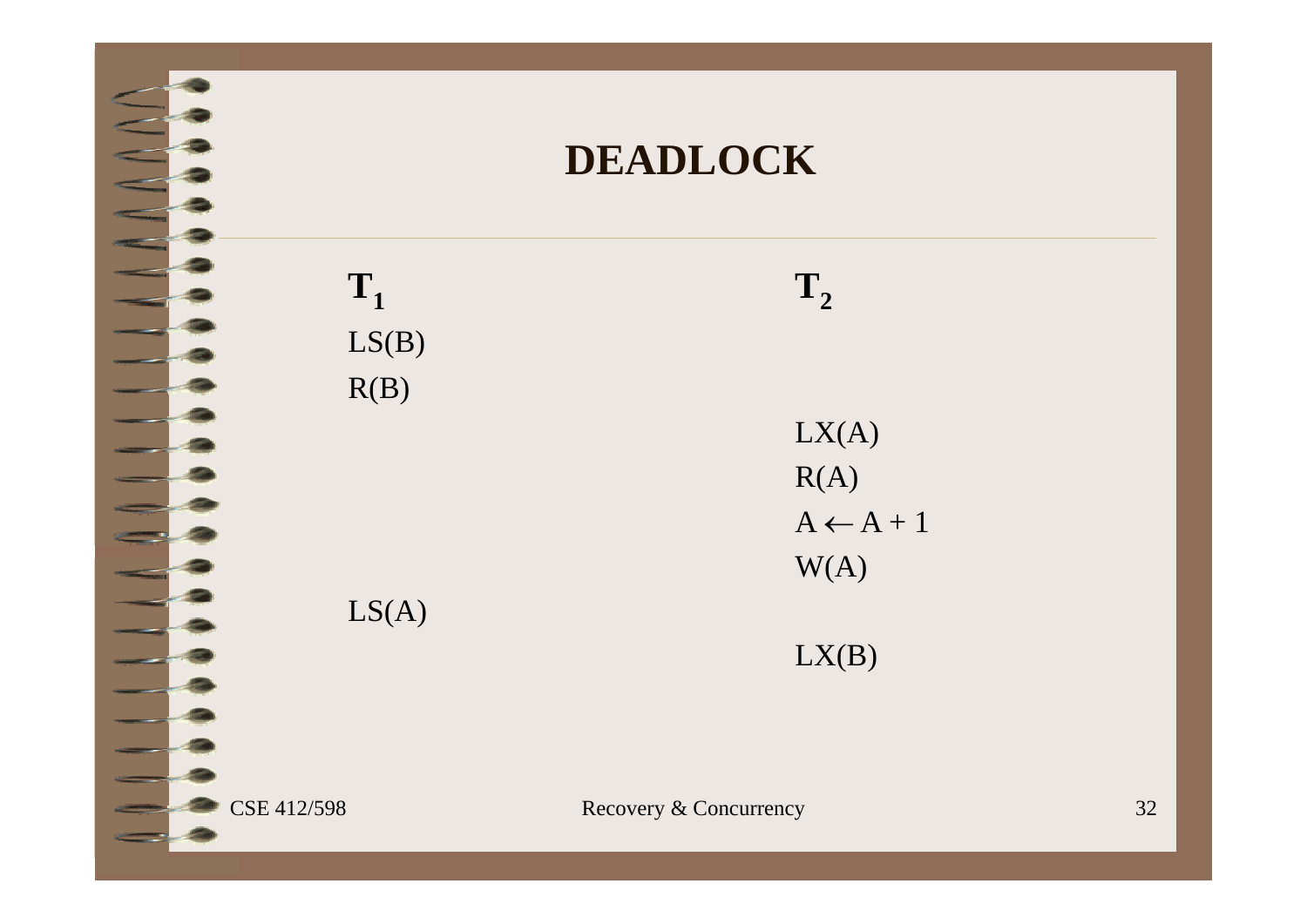# DEADLOCK

| $T_1$ | $T_2$ |
| --- | --- |
| LS(B) | |
| R(B) | |
| | LX(A) |
| | R(A) |
| | $A \leftarrow A + 1$ |
| | W(A) |
| LS(A) | |
| | LX(B) |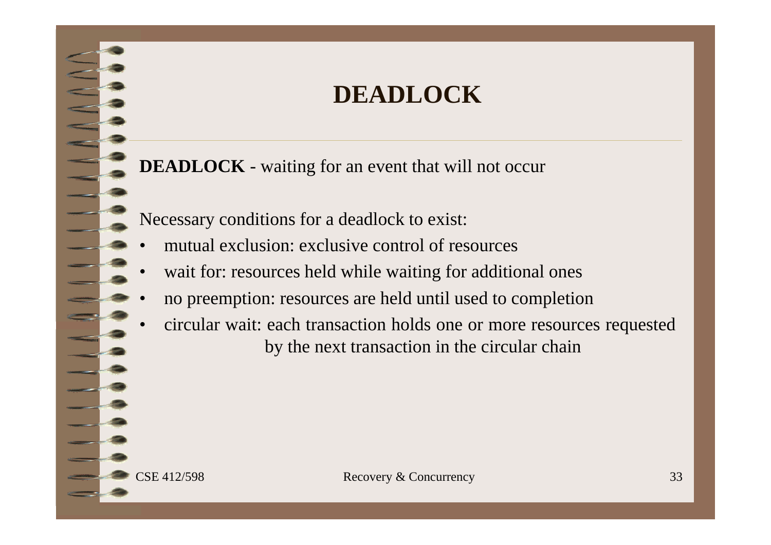# DEADLOCK

**DEADLOCK** - waiting for an event that will not occur

Necessary conditions for a deadlock to exist:

- mutual exclusion: exclusive control of resources
- wait for: resources held while waiting for additional ones
- no preemption: resources are held until used to completion
- circular wait: each transaction holds one or more resources requested by the next transaction in the circular chain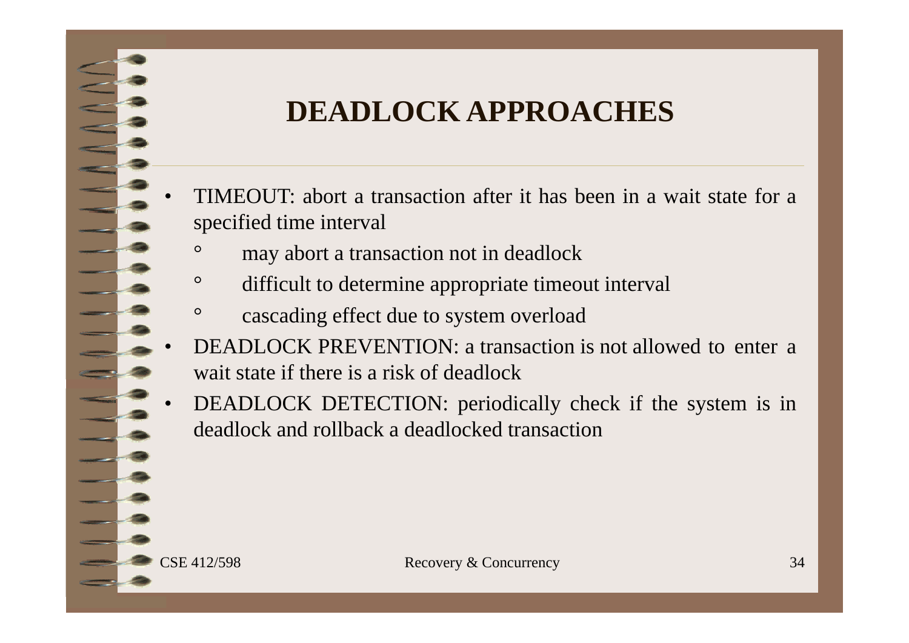# DEADLOCK APPROACHES

- TIMEOUT: abort a transaction after it has been in a wait state for a specified time interval
  - may abort a transaction not in deadlock
  - difficult to determine appropriate timeout interval
  - cascading effect due to system overload
- DEADLOCK PREVENTION: a transaction is not allowed to enter a wait state if there is a risk of deadlock
- DEADLOCK DETECTION: periodically check if the system is in deadlock and rollback a deadlocked transaction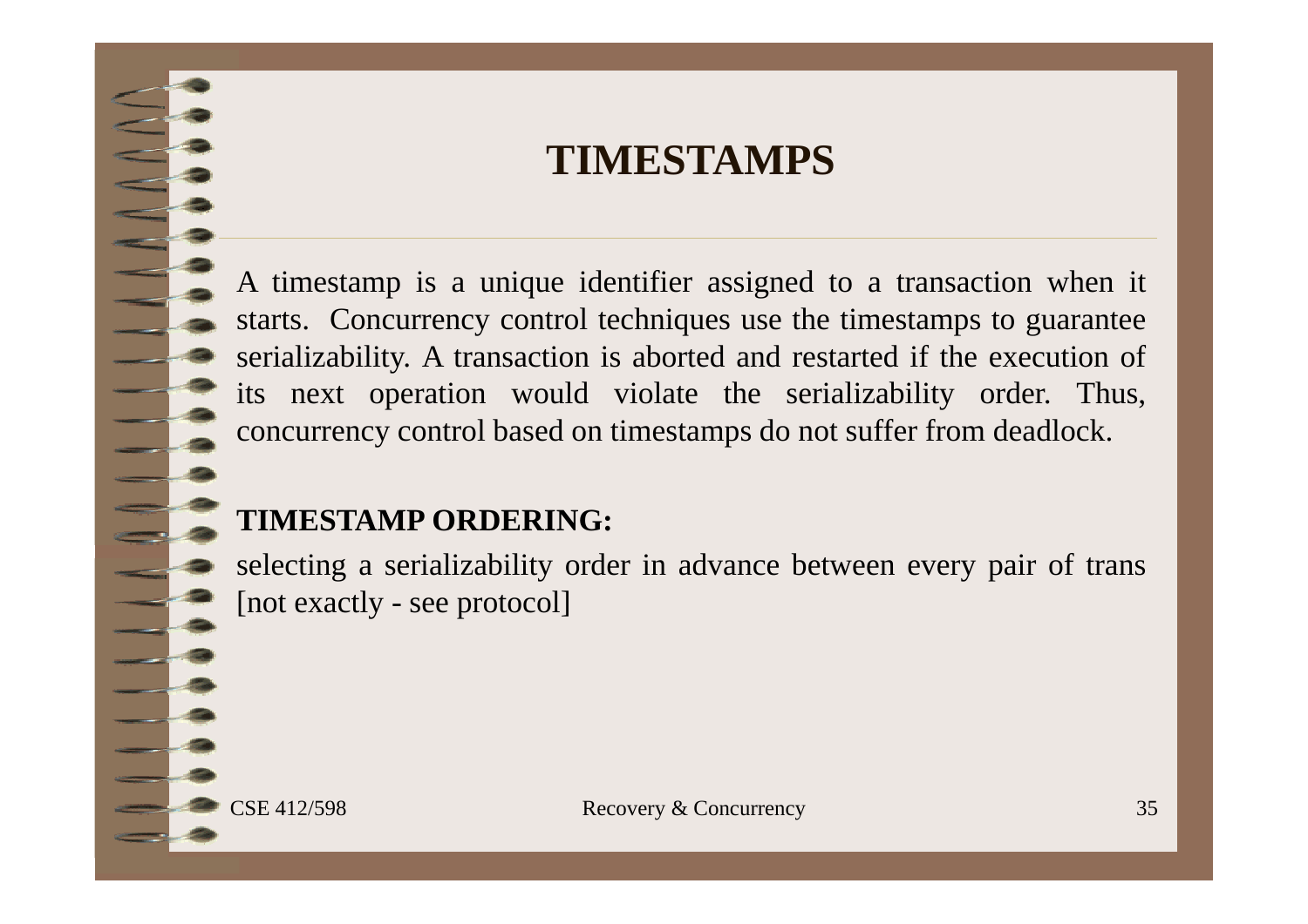# TIMESTAMPS

A timestamp is a unique identifier assigned to a transaction when it starts. Concurrency control techniques use the timestamps to guarantee serializability. A transaction is aborted and restarted if the execution of its next operation would violate the serializability order. Thus, concurrency control based on timestamps do not suffer from deadlock.

**TIMESTAMP ORDERING:**

selecting a serializability order in advance between every pair of trans [not exactly - see protocol]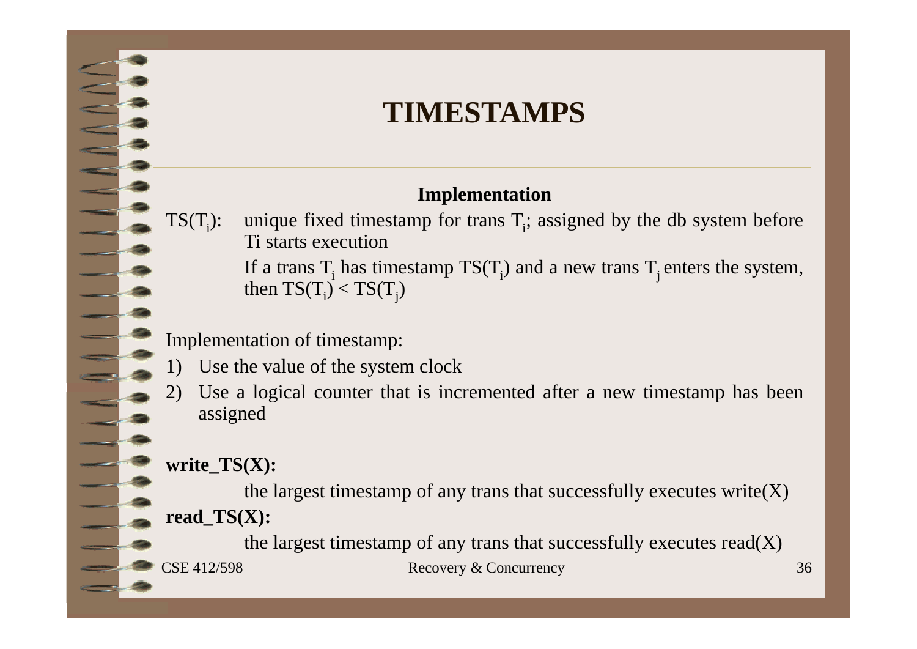# TIMESTAMPS

### Implementation

$TS(T_i)$: unique fixed timestamp for trans $T_i$; assigned by the db system before Ti starts execution

If a trans $T_i$ has timestamp $TS(T_i)$ and a new trans $T_j$ enters the system, then $TS(T_i) < TS(T_j)$

Implementation of timestamp:

1) Use the value of the system clock
2) Use a logical counter that is incremented after a new timestamp has been assigned

**write_TS(X):**

the largest timestamp of any trans that successfully executes write(X)

**read_TS(X):**

the largest timestamp of any trans that successfully executes read(X)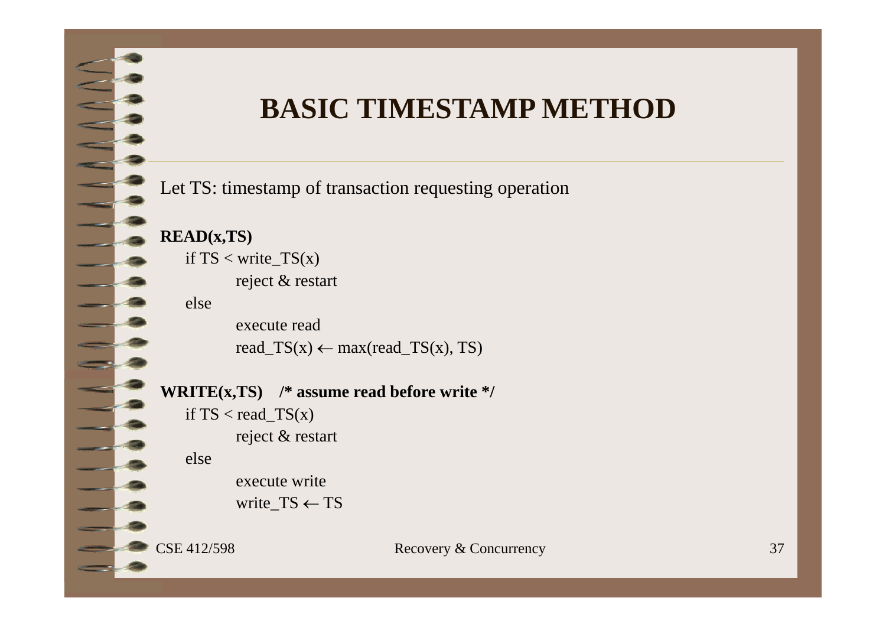# BASIC TIMESTAMP METHOD

Let TS: timestamp of transaction requesting operation

**READ(x,TS)**

```
if TS < write_TS(x)
        reject & restart
else
        execute read
        read_TS(x) ← max(read_TS(x), TS)
```

**WRITE(x,TS)    /* assume read before write */**

```
if TS < read_TS(x)
        reject & restart
else
        execute write
        write_TS ← TS
```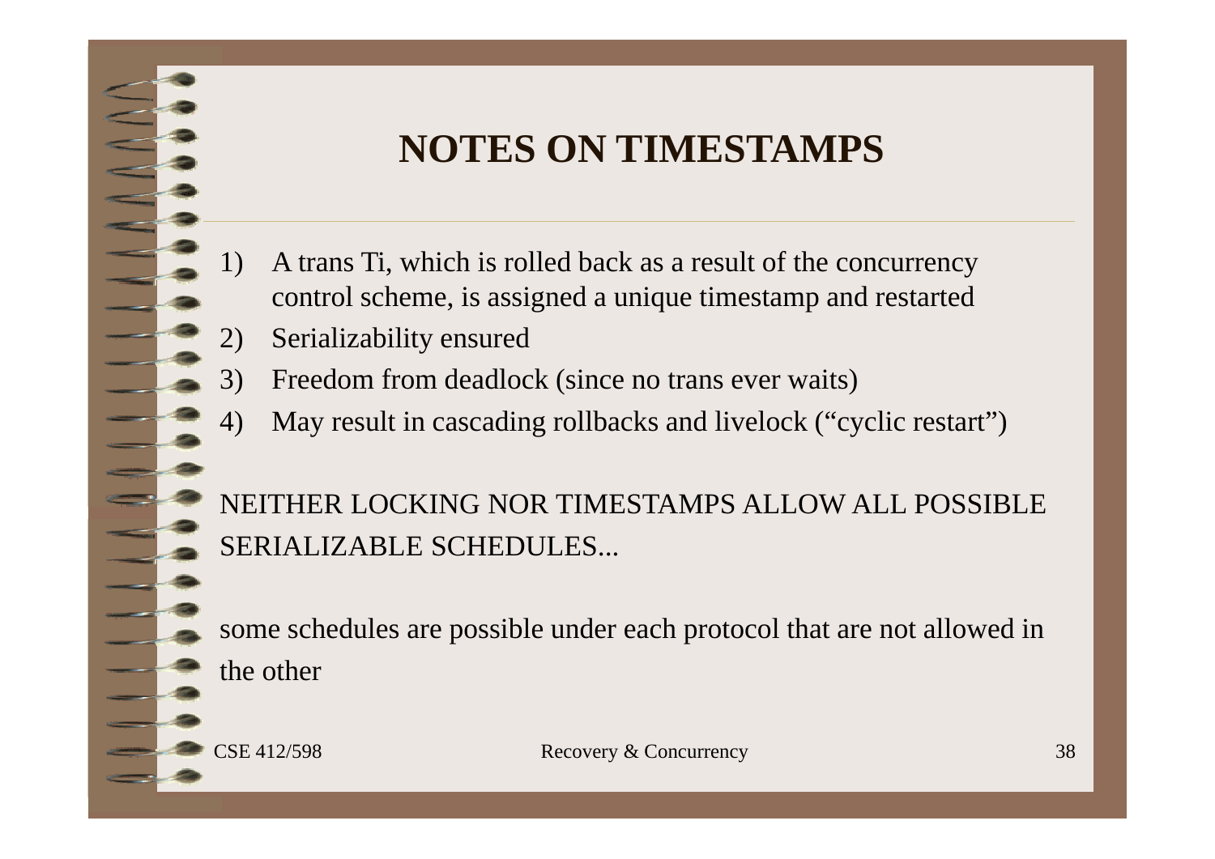# NOTES ON TIMESTAMPS

1) A trans Ti, which is rolled back as a result of the concurrency control scheme, is assigned a unique timestamp and restarted
2) Serializability ensured
3) Freedom from deadlock (since no trans ever waits)
4) May result in cascading rollbacks and livelock (“cyclic restart”)

NEITHER LOCKING NOR TIMESTAMPS ALLOW ALL POSSIBLE SERIALIZABLE SCHEDULES...

some schedules are possible under each protocol that are not allowed in the other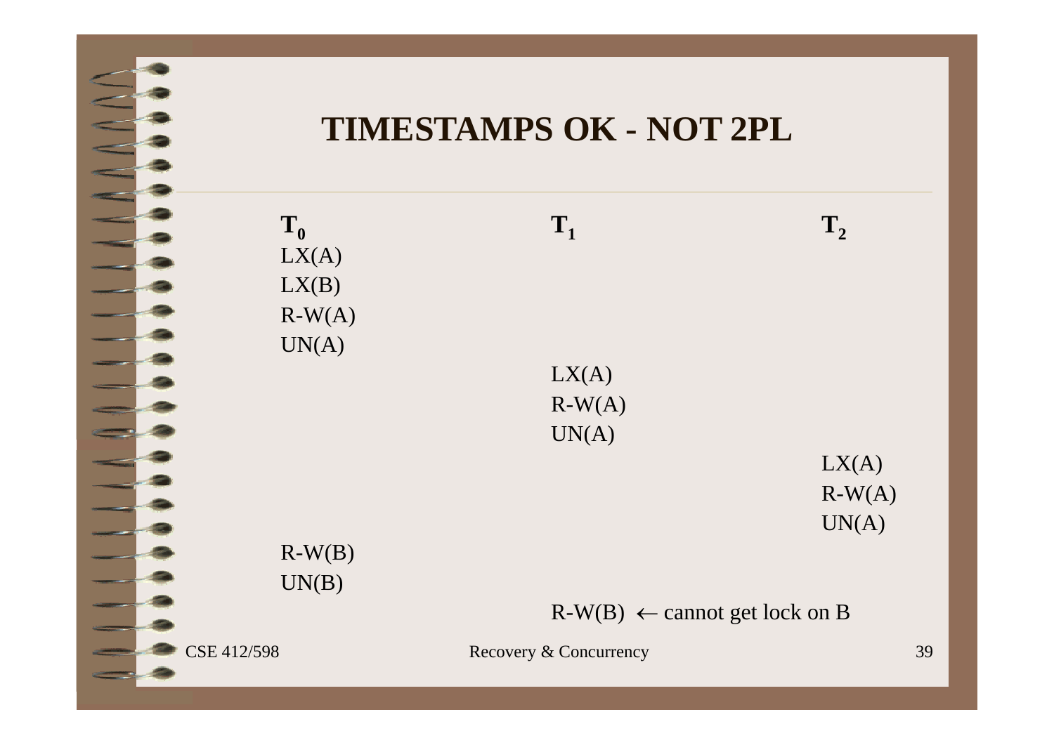# TIMESTAMPS OK - NOT 2PL

| $T_0$ | $T_1$ | $T_2$ |
|---|---|---|
| LX(A) | | |
| LX(B) | | |
| R-W(A) | | |
| UN(A) | | |
| | LX(A) | |
| | R-W(A) | |
| | UN(A) | |
| | | LX(A) |
| | | R-W(A) |
| | | UN(A) |
| R-W(B) | | |
| UN(B) | | |
| | R-W(B) ← cannot get lock on B | |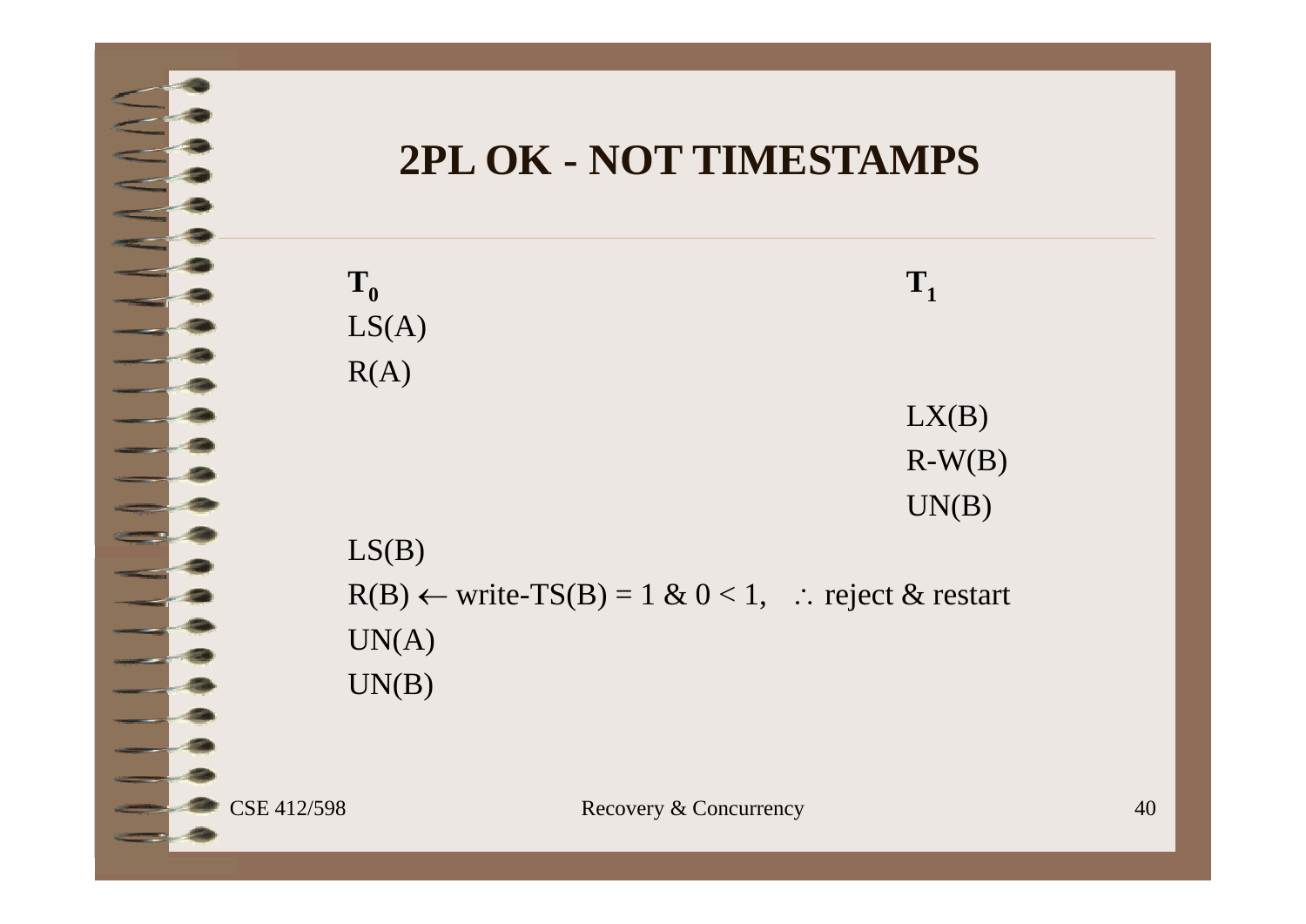# 2PL OK - NOT TIMESTAMPS

| $T_0$ | $T_1$ |
| --- | --- |
| LS(A) | |
| R(A) | |
| | LX(B) |
| | R-W(B) |
| | UN(B) |
| LS(B) | |
| R(B) ← write-TS(B) = 1 & 0 < 1, ∴ reject & restart | |
| UN(A) | |
| UN(B) | |